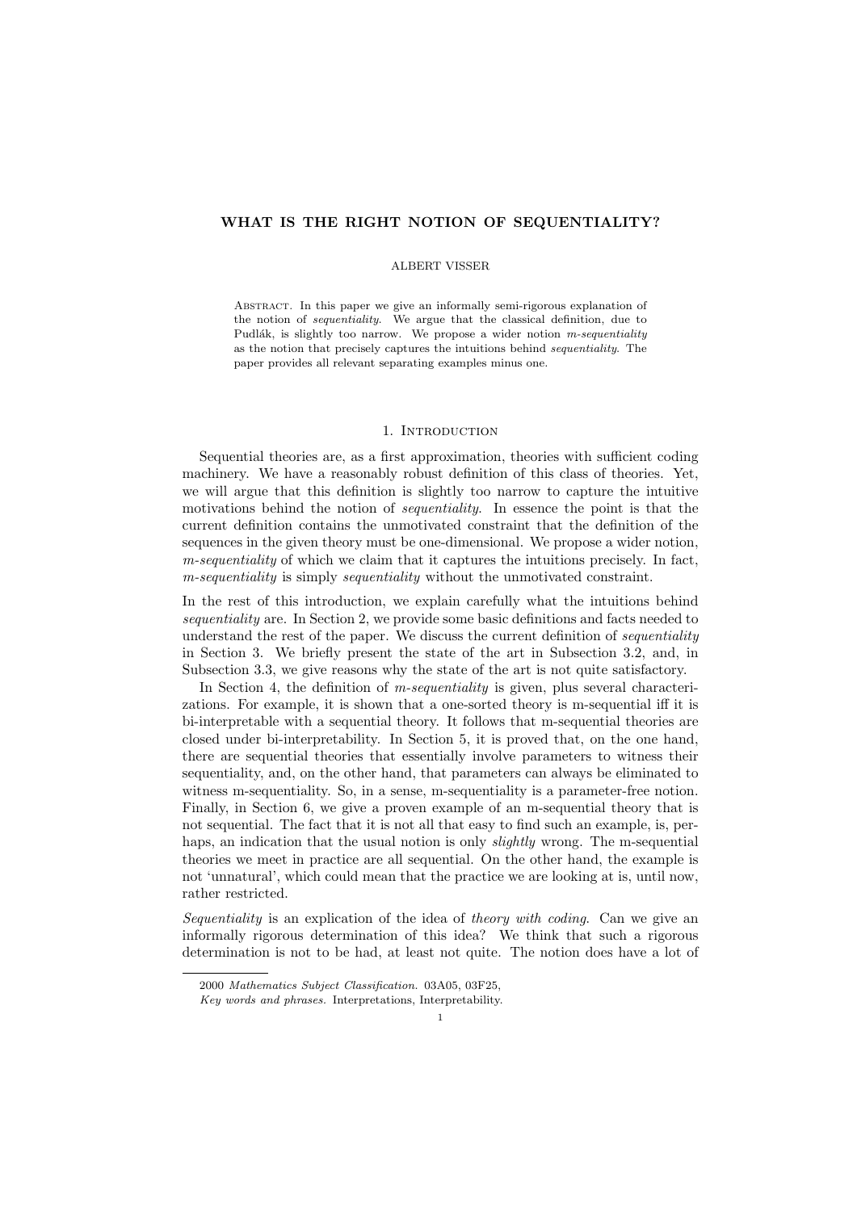# WHAT IS THE RIGHT NOTION OF SEQUENTIALITY?

ALBERT VISSER

Abstract. In this paper we give an informally semi-rigorous explanation of the notion of *sequentiality*. We argue that the classical definition, due to Pudlák, is slightly too narrow. We propose a wider notion *m-sequentiality* as the notion that precisely captures the intuitions behind *sequentiality*. The paper provides all relevant separating examples minus one.

## 1. Introduction

Sequential theories are, as a first approximation, theories with sufficient coding machinery. We have a reasonably robust definition of this class of theories. Yet, we will argue that this definition is slightly too narrow to capture the intuitive motivations behind the notion of *sequentiality*. In essence the point is that the current definition contains the unmotivated constraint that the definition of the sequences in the given theory must be one-dimensional. We propose a wider notion, *m-sequentiality* of which we claim that it captures the intuitions precisely. In fact, *m-sequentiality* is simply *sequentiality* without the unmotivated constraint.

In the rest of this introduction, we explain carefully what the intuitions behind *sequentiality* are. In Section 2, we provide some basic definitions and facts needed to understand the rest of the paper. We discuss the current definition of *sequentiality* in Section 3. We briefly present the state of the art in Subsection 3.2, and, in Subsection 3.3, we give reasons why the state of the art is not quite satisfactory.

In Section 4, the definition of *m-sequentiality* is given, plus several characterizations. For example, it is shown that a one-sorted theory is m-sequential iff it is bi-interpretable with a sequential theory. It follows that m-sequential theories are closed under bi-interpretability. In Section 5, it is proved that, on the one hand, there are sequential theories that essentially involve parameters to witness their sequentiality, and, on the other hand, that parameters can always be eliminated to witness m-sequentiality. So, in a sense, m-sequentiality is a parameter-free notion. Finally, in Section 6, we give a proven example of an m-sequential theory that is not sequential. The fact that it is not all that easy to find such an example, is, perhaps, an indication that the usual notion is only *slightly* wrong. The m-sequential theories we meet in practice are all sequential. On the other hand, the example is not 'unnatural', which could mean that the practice we are looking at is, until now, rather restricted.

*Sequentiality* is an explication of the idea of *theory with coding*. Can we give an informally rigorous determination of this idea? We think that such a rigorous determination is not to be had, at least not quite. The notion does have a lot of

2000 *Mathematics Subject Classification.* 03A05, 03F25,

*Key words and phrases.* Interpretations, Interpretability.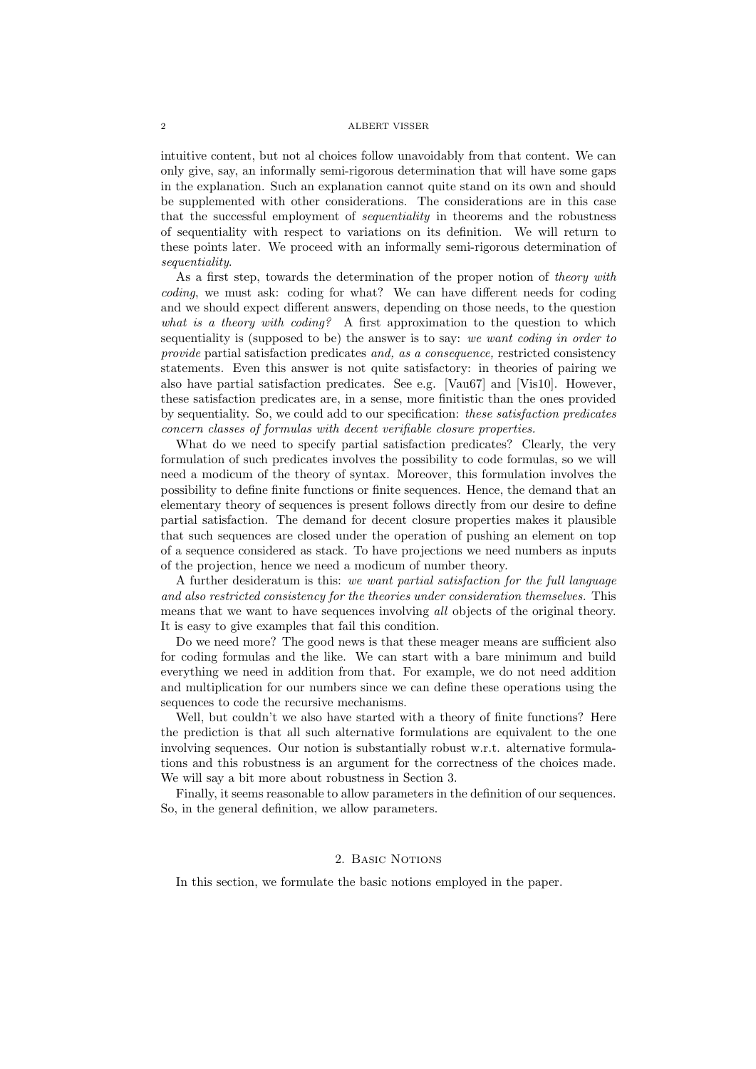intuitive content, but not al choices follow unavoidably from that content. We can only give, say, an informally semi-rigorous determination that will have some gaps in the explanation. Such an explanation cannot quite stand on its own and should be supplemented with other considerations. The considerations are in this case that the successful employment of *sequentiality* in theorems and the robustness of sequentiality with respect to variations on its definition. We will return to these points later. We proceed with an informally semi-rigorous determination of *sequentiality*.

As a first step, towards the determination of the proper notion of *theory with coding*, we must ask: coding for what? We can have different needs for coding and we should expect different answers, depending on those needs, to the question *what is a theory with coding?* A first approximation to the question to which sequentiality is (supposed to be) the answer is to say: *we want coding in order to provide* partial satisfaction predicates *and, as a consequence,* restricted consistency statements. Even this answer is not quite satisfactory: in theories of pairing we also have partial satisfaction predicates. See e.g. [Vau67] and [Vis10]. However, these satisfaction predicates are, in a sense, more finitistic than the ones provided by sequentiality. So, we could add to our specification: *these satisfaction predicates concern classes of formulas with decent verifiable closure properties.*

What do we need to specify partial satisfaction predicates? Clearly, the very formulation of such predicates involves the possibility to code formulas, so we will need a modicum of the theory of syntax. Moreover, this formulation involves the possibility to define finite functions or finite sequences. Hence, the demand that an elementary theory of sequences is present follows directly from our desire to define partial satisfaction. The demand for decent closure properties makes it plausible that such sequences are closed under the operation of pushing an element on top of a sequence considered as stack. To have projections we need numbers as inputs of the projection, hence we need a modicum of number theory.

A further desideratum is this: *we want partial satisfaction for the full language and also restricted consistency for the theories under consideration themselves.* This means that we want to have sequences involving *all* objects of the original theory. It is easy to give examples that fail this condition.

Do we need more? The good news is that these meager means are sufficient also for coding formulas and the like. We can start with a bare minimum and build everything we need in addition from that. For example, we do not need addition and multiplication for our numbers since we can define these operations using the sequences to code the recursive mechanisms.

Well, but couldn't we also have started with a theory of finite functions? Here the prediction is that all such alternative formulations are equivalent to the one involving sequences. Our notion is substantially robust w.r.t. alternative formulations and this robustness is an argument for the correctness of the choices made. We will say a bit more about robustness in Section 3.

Finally, it seems reasonable to allow parameters in the definition of our sequences. So, in the general definition, we allow parameters.

## 2. Basic Notions

In this section, we formulate the basic notions employed in the paper.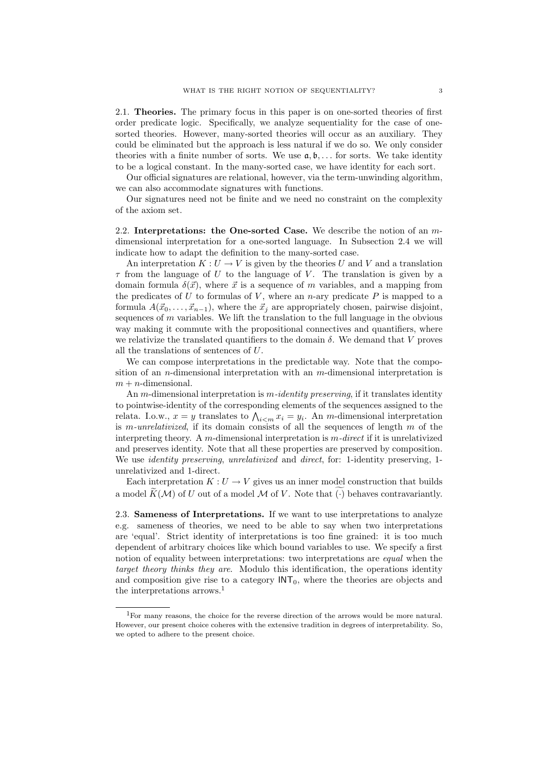2.1. **Theories.** The primary focus in this paper is on one-sorted theories of first order predicate logic. Specifically, we analyze sequentiality for the case of one-sorted theories. However, many-sorted theories will occur as an auxiliary. They could be eliminated but the approach is less natural if we do so. We only consider theories with a finite number of sorts. We use $\mathfrak{a}, \mathfrak{b}, \ldots$ for sorts. We take identity to be a logical constant. In the many-sorted case, we have identity for each sort.

Our official signatures are relational, however, via the term-unwinding algorithm, we can also accommodate signatures with functions.

Our signatures need not be finite and we need no constraint on the complexity of the axiom set.

2.2. **Interpretations: the One-sorted Case.** We describe the notion of an $m$-dimensional interpretation for a one-sorted language. In Subsection 2.4 we will indicate how to adapt the definition to the many-sorted case.

An interpretation $K : U \to V$ is given by the theories $U$ and $V$ and a translation $\tau$ from the language of $U$ to the language of $V$. The translation is given by a domain formula $\delta(\vec{x})$, where $\vec{x}$ is a sequence of $m$ variables, and a mapping from the predicates of $U$ to formulas of $V$, where an $n$-ary predicate $P$ is mapped to a formula $A(\vec{x}_0, \ldots, \vec{x}_{n-1})$, where the $\vec{x}_j$ are appropriately chosen, pairwise disjoint, sequences of $m$ variables. We lift the translation to the full language in the obvious way making it commute with the propositional connectives and quantifiers, where we relativize the translated quantifiers to the domain $\delta$. We demand that $V$ proves all the translations of sentences of $U$.

We can compose interpretations in the predictable way. Note that the composition of an $n$-dimensional interpretation with an $m$-dimensional interpretation is $m + n$-dimensional.

An $m$-dimensional interpretation is *$m$-identity preserving*, if it translates identity to pointwise-identity of the corresponding elements of the sequences assigned to the relata. I.o.w., $x = y$ translates to $\bigwedge_{i<m} x_i = y_i$. An $m$-dimensional interpretation is *$m$-unrelativized*, if its domain consists of all the sequences of length $m$ of the interpreting theory. A $m$-dimensional interpretation is *$m$-direct* if it is unrelativized and preserves identity. Note that all these properties are preserved by composition. We use *identity preserving*, *unrelativized* and *direct*, for: 1-identity preserving, 1-unrelativized and 1-direct.

Each interpretation $K : U \to V$ gives us an inner model construction that builds a model $\widetilde{K}(\mathcal{M})$ of $U$ out of a model $\mathcal{M}$ of $V$. Note that $\widetilde{(\cdot)}$ behaves contravariantly.

2.3. **Sameness of Interpretations.** If we want to use interpretations to analyze e.g. sameness of theories, we need to be able to say when two interpretations are 'equal'. Strict identity of interpretations is too fine grained: it is too much dependent of arbitrary choices like which bound variables to use. We specify a first notion of equality between interpretations: two interpretations are *equal* when the *target theory thinks they are*. Modulo this identification, the operations identity and composition give rise to a category $\mathsf{INT}_0$, where the theories are objects and the interpretations arrows.[1]

[1] For many reasons, the choice for the reverse direction of the arrows would be more natural. However, our present choice coheres with the extensive tradition in degrees of interpretability. So, we opted to adhere to the present choice.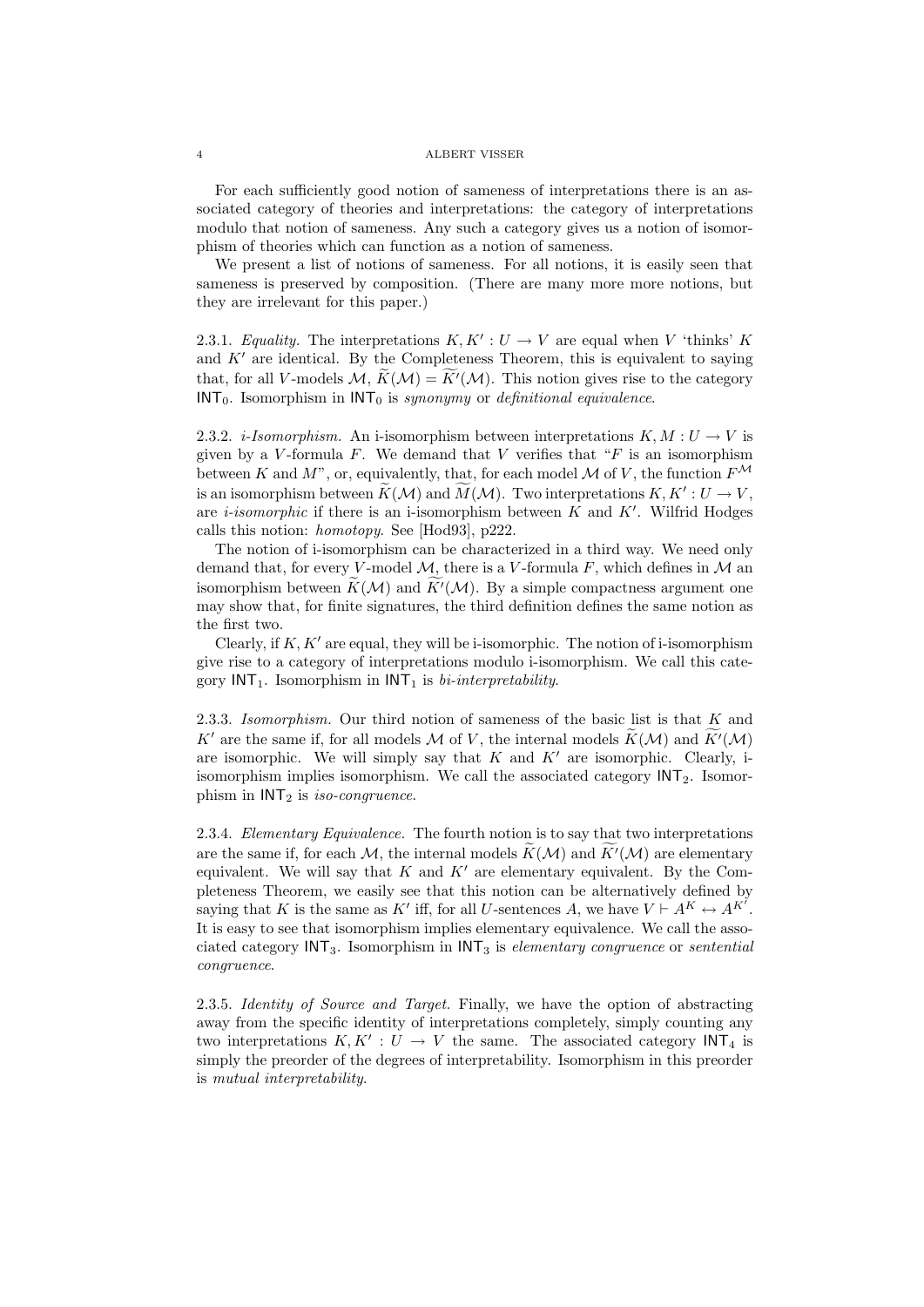For each sufficiently good notion of sameness of interpretations there is an associated category of theories and interpretations: the category of interpretations modulo that notion of sameness. Any such a category gives us a notion of isomorphism of theories which can function as a notion of sameness.

We present a list of notions of sameness. For all notions, it is easily seen that sameness is preserved by composition. (There are many more more notions, but they are irrelevant for this paper.)

2.3.1. *Equality.* The interpretations $K, K' : U \to V$ are equal when $V$ 'thinks' $K$ and $K'$ are identical. By the Completeness Theorem, this is equivalent to saying that, for all $V$-models $\mathcal{M}$, $\widetilde{K}(\mathcal{M}) = \widetilde{K'}(\mathcal{M})$. This notion gives rise to the category $\mathsf{INT}_0$. Isomorphism in $\mathsf{INT}_0$ is *synonymy* or *definitional equivalence*.

2.3.2. *i-Isomorphism.* An i-isomorphism between interpretations $K, M : U \to V$ is given by a $V$-formula $F$. We demand that $V$ verifies that "$F$ is an isomorphism between $K$ and $M$", or, equivalently, that, for each model $\mathcal{M}$ of $V$, the function $F^{\mathcal{M}}$ is an isomorphism between $\widetilde{K}(\mathcal{M})$ and $\widetilde{M}(\mathcal{M})$. Two interpretations $K, K' : U \to V$, are *i-isomorphic* if there is an i-isomorphism between $K$ and $K'$. Wilfrid Hodges calls this notion: *homotopy*. See [Hod93], p222.

The notion of i-isomorphism can be characterized in a third way. We need only demand that, for every $V$-model $\mathcal{M}$, there is a $V$-formula $F$, which defines in $\mathcal{M}$ an isomorphism between $\widetilde{K}(\mathcal{M})$ and $\widetilde{K'}(\mathcal{M})$. By a simple compactness argument one may show that, for finite signatures, the third definition defines the same notion as the first two.

Clearly, if $K, K'$ are equal, they will be i-isomorphic. The notion of i-isomorphism give rise to a category of interpretations modulo i-isomorphism. We call this category $\mathsf{INT}_1$. Isomorphism in $\mathsf{INT}_1$ is *bi-interpretability*.

2.3.3. *Isomorphism.* Our third notion of sameness of the basic list is that $K$ and $K'$ are the same if, for all models $\mathcal{M}$ of $V$, the internal models $\widetilde{K}(\mathcal{M})$ and $\widetilde{K'}(\mathcal{M})$ are isomorphic. We will simply say that $K$ and $K'$ are isomorphic. Clearly, i-isomorphism implies isomorphism. We call the associated category $\mathsf{INT}_2$. Isomorphism in $\mathsf{INT}_2$ is *iso-congruence*.

2.3.4. *Elementary Equivalence.* The fourth notion is to say that two interpretations are the same if, for each $\mathcal{M}$, the internal models $\widetilde{K}(\mathcal{M})$ and $\widetilde{K'}(\mathcal{M})$ are elementary equivalent. We will say that $K$ and $K'$ are elementary equivalent. By the Completeness Theorem, we easily see that this notion can be alternatively defined by saying that $K$ is the same as $K'$ iff, for all $U$-sentences $A$, we have $V \vdash A^K \leftrightarrow A^{K'}$. It is easy to see that isomorphism implies elementary equivalence. We call the associated category $\mathsf{INT}_3$. Isomorphism in $\mathsf{INT}_3$ is *elementary congruence* or *sentential congruence*.

2.3.5. *Identity of Source and Target.* Finally, we have the option of abstracting away from the specific identity of interpretations completely, simply counting any two interpretations $K, K' : U \to V$ the same. The associated category $\mathsf{INT}_4$ is simply the preorder of the degrees of interpretability. Isomorphism in this preorder is *mutual interpretability*.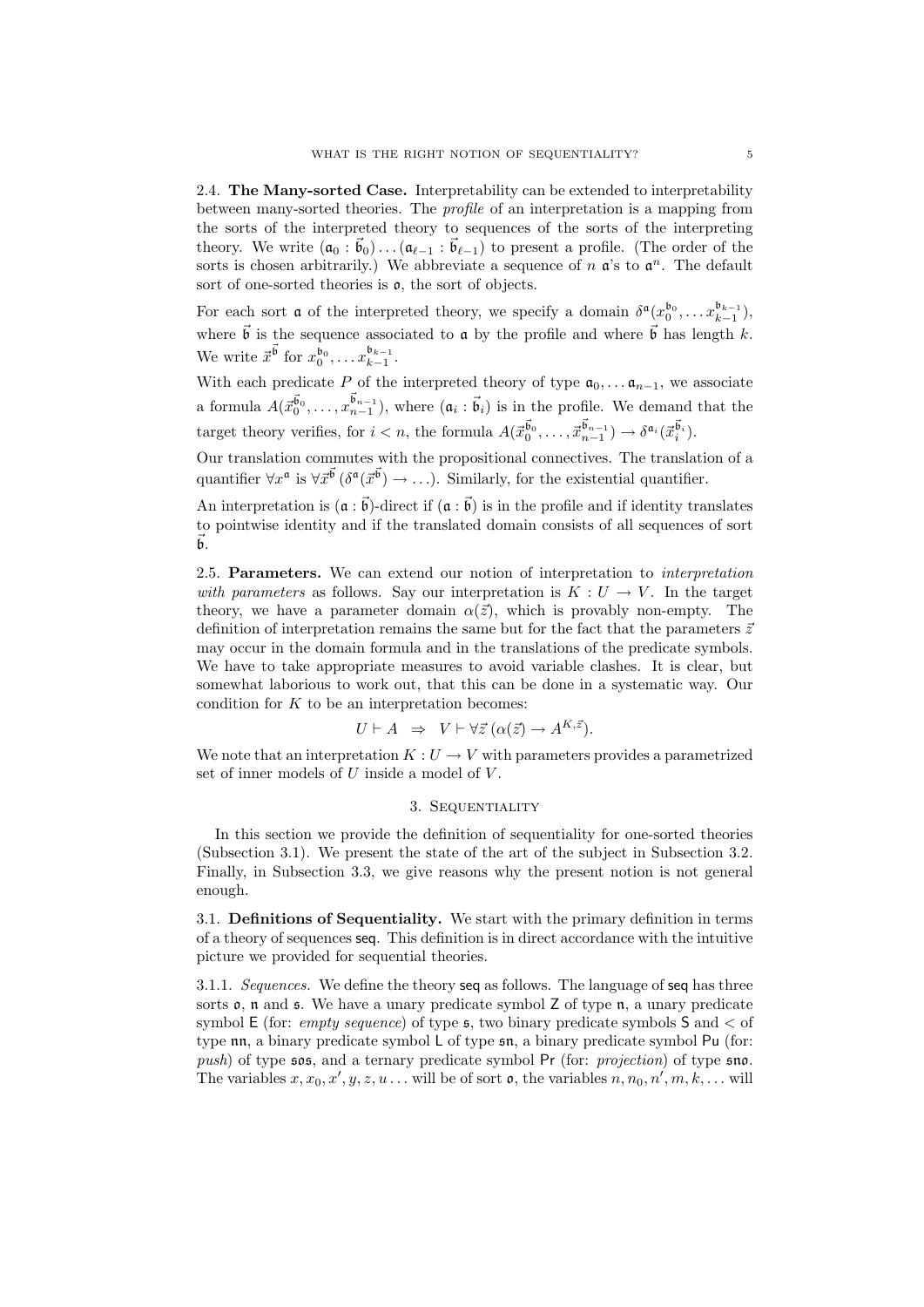2.4. **The Many-sorted Case.** Interpretability can be extended to interpretability between many-sorted theories. The *profile* of an interpretation is a mapping from the sorts of the interpreted theory to sequences of the sorts of the interpreting theory. We write $(\mathfrak{a}_0 : \vec{\mathfrak{b}}_0) \ldots (\mathfrak{a}_{\ell-1} : \vec{\mathfrak{b}}_{\ell-1})$ to present a profile. (The order of the sorts is chosen arbitrarily.) We abbreviate a sequence of $n$ $\mathfrak{a}$'s to $\mathfrak{a}^n$. The default sort of one-sorted theories is $\mathfrak{o}$, the sort of objects.

For each sort $\mathfrak{a}$ of the interpreted theory, we specify a domain $\delta^{\mathfrak{a}}(x_0^{\mathfrak{b}_0}, \ldots x_{k-1}^{\mathfrak{b}_{k-1}})$, where $\vec{\mathfrak{b}}$ is the sequence associated to $\mathfrak{a}$ by the profile and where $\vec{\mathfrak{b}}$ has length $k$. We write $\vec{x}^{\vec{\mathfrak{b}}}$ for $x_0^{\mathfrak{b}_0}, \ldots x_{k-1}^{\mathfrak{b}_{k-1}}$.

With each predicate $P$ of the interpreted theory of type $\mathfrak{a}_0, \ldots \mathfrak{a}_{n-1}$, we associate a formula $A(\vec{x}_0^{\vec{\mathfrak{b}}_0}, \ldots, \vec{x}_{n-1}^{\vec{\mathfrak{b}}_{n-1}})$, where $(\mathfrak{a}_i : \vec{\mathfrak{b}}_i)$ is in the profile. We demand that the target theory verifies, for $i < n$, the formula $A(\vec{x}_0^{\vec{\mathfrak{b}}_0}, \ldots, \vec{x}_{n-1}^{\vec{\mathfrak{b}}_{n-1}}) \rightarrow \delta^{\mathfrak{a}_i}(\vec{x}_i^{\vec{\mathfrak{b}}_i})$.

Our translation commutes with the propositional connectives. The translation of a quantifier $\forall x^{\mathfrak{a}}$ is $\forall \vec{x}^{\vec{\mathfrak{b}}}\, (\delta^{\mathfrak{a}}(\vec{x}^{\vec{\mathfrak{b}}}) \rightarrow \ldots)$. Similarly, for the existential quantifier.

An interpretation is $(\mathfrak{a} : \vec{\mathfrak{b}})$-direct if $(\mathfrak{a} : \vec{\mathfrak{b}})$ is in the profile and if identity translates to pointwise identity and if the translated domain consists of all sequences of sort $\vec{\mathfrak{b}}$.

2.5. **Parameters.** We can extend our notion of interpretation to *interpretation with parameters* as follows. Say our interpretation is $K : U \rightarrow V$. In the target theory, we have a parameter domain $\alpha(\vec{z})$, which is provably non-empty. The definition of interpretation remains the same but for the fact that the parameters $\vec{z}$ may occur in the domain formula and in the translations of the predicate symbols. We have to take appropriate measures to avoid variable clashes. It is clear, but somewhat laborious to work out, that this can be done in a systematic way. Our condition for $K$ to be an interpretation becomes:

$$U \vdash A \;\;\Rightarrow\;\; V \vdash \forall \vec{z}\, (\alpha(\vec{z}) \rightarrow A^{K,\vec{z}}).$$

We note that an interpretation $K : U \rightarrow V$ with parameters provides a parametrized set of inner models of $U$ inside a model of $V$.

## 3. Sequentiality

In this section we provide the definition of sequentiality for one-sorted theories (Subsection 3.1). We present the state of the art of the subject in Subsection 3.2. Finally, in Subsection 3.3, we give reasons why the present notion is not general enough.

3.1. **Definitions of Sequentiality.** We start with the primary definition in terms of a theory of sequences seq. This definition is in direct accordance with the intuitive picture we provided for sequential theories.

3.1.1. *Sequences.* We define the theory seq as follows. The language of seq has three sorts $\mathfrak{o}$, $\mathfrak{n}$ and $\mathfrak{s}$. We have a unary predicate symbol Z of type $\mathfrak{n}$, a unary predicate symbol E (for: *empty sequence*) of type $\mathfrak{s}$, two binary predicate symbols S and $<$ of type $\mathfrak{nn}$, a binary predicate symbol L of type $\mathfrak{sn}$, a binary predicate symbol Pu (for: *push*) of type $\mathfrak{sos}$, and a ternary predicate symbol Pr (for: *projection*) of type $\mathfrak{sno}$. The variables $x, x_0, x', y, z, u \ldots$ will be of sort $\mathfrak{o}$, the variables $n, n_0, n', m, k, \ldots$ will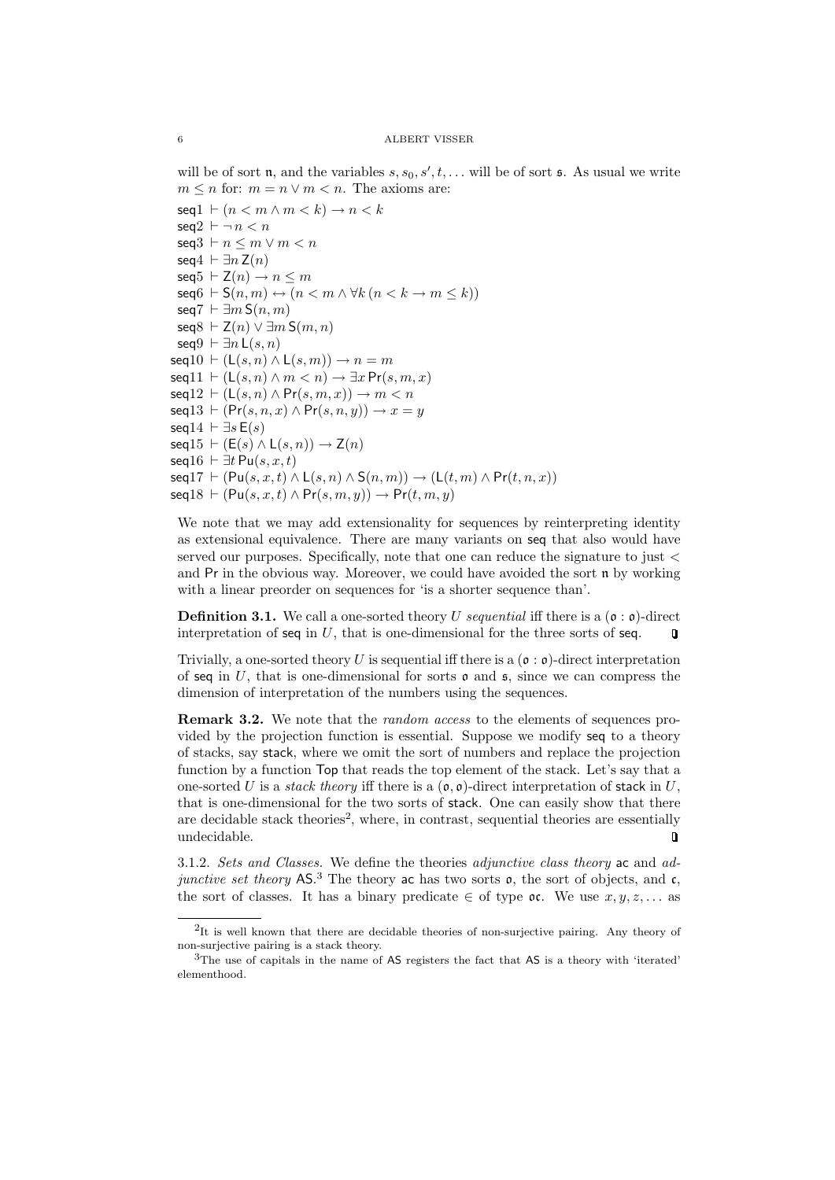will be of sort $\mathfrak{n}$, and the variables $s, s_0, s', t, \dots$ will be of sort $\mathfrak{s}$. As usual we write $m \leq n$ for: $m = n \vee m < n$. The axioms are:

seq1 $\vdash (n < m \wedge m < k) \rightarrow n < k$
seq2 $\vdash \neg\, n < n$
seq3 $\vdash n \leq m \vee m < n$
seq4 $\vdash \exists n\, \mathsf{Z}(n)$
seq5 $\vdash \mathsf{Z}(n) \rightarrow n \leq m$
seq6 $\vdash \mathsf{S}(n,m) \leftrightarrow (n < m \wedge \forall k\, (n < k \rightarrow m \leq k))$
seq7 $\vdash \exists m\, \mathsf{S}(n,m)$
seq8 $\vdash \mathsf{Z}(n) \vee \exists m\, \mathsf{S}(m,n)$
seq9 $\vdash \exists n\, \mathsf{L}(s,n)$
seq10 $\vdash (\mathsf{L}(s,n) \wedge \mathsf{L}(s,m)) \rightarrow n = m$
seq11 $\vdash (\mathsf{L}(s,n) \wedge m < n) \rightarrow \exists x\, \mathsf{Pr}(s,m,x)$
seq12 $\vdash (\mathsf{L}(s,n) \wedge \mathsf{Pr}(s,m,x)) \rightarrow m < n$
seq13 $\vdash (\mathsf{Pr}(s,n,x) \wedge \mathsf{Pr}(s,n,y)) \rightarrow x = y$
seq14 $\vdash \exists s\, \mathsf{E}(s)$
seq15 $\vdash (\mathsf{E}(s) \wedge \mathsf{L}(s,n)) \rightarrow \mathsf{Z}(n)$
seq16 $\vdash \exists t\, \mathsf{Pu}(s,x,t)$
seq17 $\vdash (\mathsf{Pu}(s,x,t) \wedge \mathsf{L}(s,n) \wedge \mathsf{S}(n,m)) \rightarrow (\mathsf{L}(t,m) \wedge \mathsf{Pr}(t,n,x))$
seq18 $\vdash (\mathsf{Pu}(s,x,t) \wedge \mathsf{Pr}(s,m,y)) \rightarrow \mathsf{Pr}(t,m,y)$

We note that we may add extensionality for sequences by reinterpreting identity as extensional equivalence. There are many variants on seq that also would have served our purposes. Specifically, note that one can reduce the signature to just $<$ and Pr in the obvious way. Moreover, we could have avoided the sort $\mathfrak{n}$ by working with a linear preorder on sequences for 'is a shorter sequence than'.

**Definition 3.1.** We call a one-sorted theory $U$ *sequential* iff there is a $(\mathfrak{o} : \mathfrak{o})$-direct interpretation of seq in $U$, that is one-dimensional for the three sorts of seq. ❑

Trivially, a one-sorted theory $U$ is sequential iff there is a $(\mathfrak{o} : \mathfrak{o})$-direct interpretation of seq in $U$, that is one-dimensional for sorts $\mathfrak{o}$ and $\mathfrak{s}$, since we can compress the dimension of interpretation of the numbers using the sequences.

**Remark 3.2.** We note that the *random access* to the elements of sequences provided by the projection function is essential. Suppose we modify seq to a theory of stacks, say stack, where we omit the sort of numbers and replace the projection function by a function Top that reads the top element of the stack. Let's say that a one-sorted $U$ is a *stack theory* iff there is a $(\mathfrak{o}, \mathfrak{o})$-direct interpretation of stack in $U$, that is one-dimensional for the two sorts of stack. One can easily show that there are decidable stack theories[2], where, in contrast, sequential theories are essentially undecidable. ❑

3.1.2. *Sets and Classes.* We define the theories *adjunctive class theory* ac and *adjunctive set theory* AS.[3] The theory ac has two sorts $\mathfrak{o}$, the sort of objects, and $\mathfrak{c}$, the sort of classes. It has a binary predicate $\in$ of type $\mathfrak{oc}$. We use $x, y, z, \dots$ as

[2] It is well known that there are decidable theories of non-surjective pairing. Any theory of non-surjective pairing is a stack theory.

[3] The use of capitals in the name of AS registers the fact that AS is a theory with 'iterated' elementhood.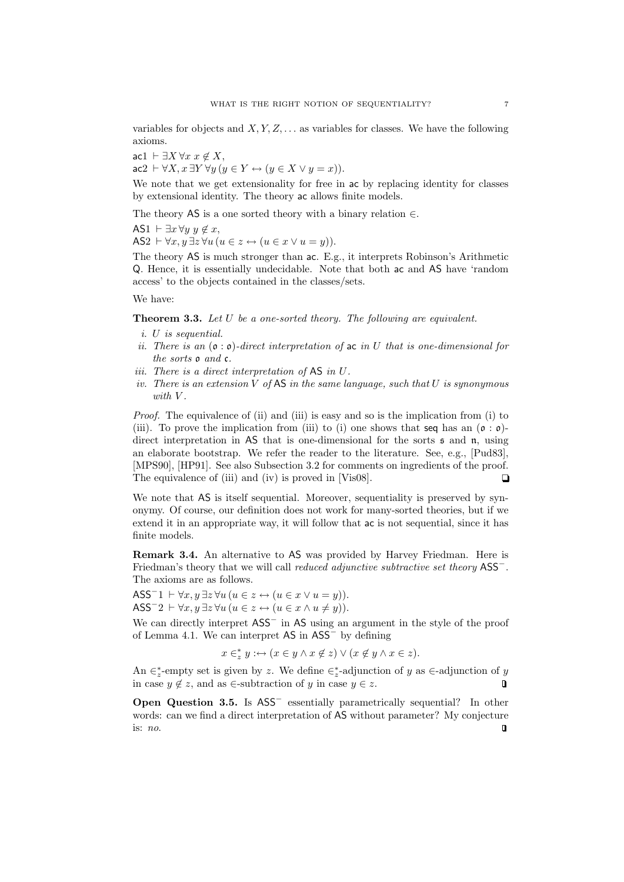variables for objects and $X, Y, Z, \ldots$ as variables for classes. We have the following axioms.

ac1 $\vdash \exists X\, \forall x\; x \notin X$,
ac2 $\vdash \forall X, x\, \exists Y\, \forall y\, (y \in Y \leftrightarrow (y \in X \vee y = x))$.

We note that we get extensionality for free in ac by replacing identity for classes by extensional identity. The theory ac allows finite models.

The theory AS is a one sorted theory with a binary relation $\in$.

AS1 $\vdash \exists x\, \forall y\; y \notin x$,
AS2 $\vdash \forall x, y\, \exists z\, \forall u\, (u \in z \leftrightarrow (u \in x \vee u = y))$.

The theory AS is much stronger than ac. E.g., it interprets Robinson's Arithmetic Q. Hence, it is essentially undecidable. Note that both ac and AS have 'random access' to the objects contained in the classes/sets.

We have:

**Theorem 3.3.** *Let $U$ be a one-sorted theory. The following are equivalent.*

*i. $U$ is sequential.*
*ii. There is an $(\mathfrak{o} : \mathfrak{o})$-direct interpretation of ac in $U$ that is one-dimensional for the sorts $\mathfrak{o}$ and $\mathfrak{c}$.*
*iii. There is a direct interpretation of AS in $U$.*
*iv. There is an extension $V$ of AS in the same language, such that $U$ is synonymous with $V$.*

*Proof.* The equivalence of (ii) and (iii) is easy and so is the implication from (i) to (iii). To prove the implication from (iii) to (i) one shows that seq has an $(\mathfrak{o} : \mathfrak{o})$-direct interpretation in AS that is one-dimensional for the sorts $\mathfrak{s}$ and $\mathfrak{n}$, using an elaborate bootstrap. We refer the reader to the literature. See, e.g., [Pud83], [MPS90], [HP91]. See also Subsection 3.2 for comments on ingredients of the proof. The equivalence of (iii) and (iv) is proved in [Vis08]. ❑

We note that AS is itself sequential. Moreover, sequentiality is preserved by synonymy. Of course, our definition does not work for many-sorted theories, but if we extend it in an appropriate way, it will follow that ac is not sequential, since it has finite models.

**Remark 3.4.** An alternative to AS was provided by Harvey Friedman. Here is Friedman's theory that we will call *reduced adjunctive subtractive set theory* $\mathsf{ASS}^-$. The axioms are as follows.

$\mathsf{ASS}^-1 \vdash \forall x, y\, \exists z\, \forall u\, (u \in z \leftrightarrow (u \in x \vee u = y))$.
$\mathsf{ASS}^-2 \vdash \forall x, y\, \exists z\, \forall u\, (u \in z \leftrightarrow (u \in x \wedge u \neq y))$.

We can directly interpret $\mathsf{ASS}^-$ in AS using an argument in the style of the proof of Lemma 4.1. We can interpret AS in $\mathsf{ASS}^-$ by defining

$$x \in^*_z y :\leftrightarrow (x \in y \wedge x \notin z) \vee (x \notin y \wedge x \in z).$$

An $\in^*_z$-empty set is given by $z$. We define $\in^*_z$-adjunction of $y$ as $\in$-adjunction of $y$ in case $y \notin z$, and as $\in$-subtraction of $y$ in case $y \in z$. ❏

**Open Question 3.5.** Is $\mathsf{ASS}^-$ essentially parametrically sequential? In other words: can we find a direct interpretation of AS without parameter? My conjecture is: *no.* ❏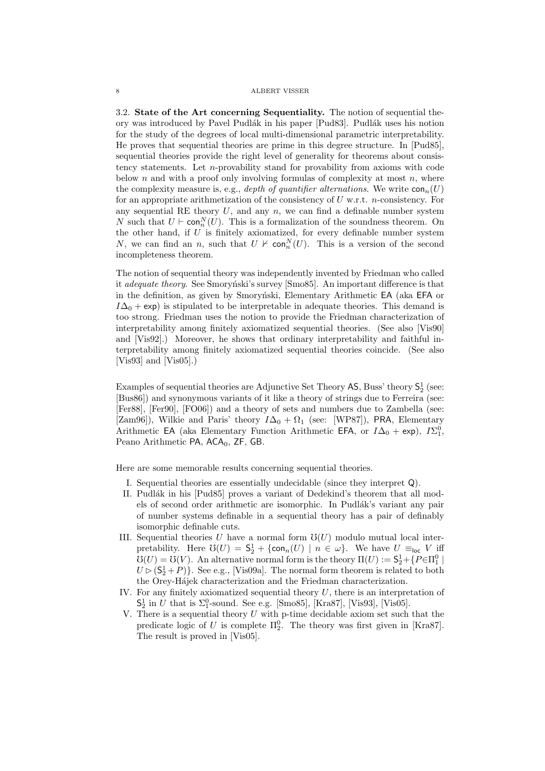3.2. **State of the Art concerning Sequentiality.** The notion of sequential theory was introduced by Pavel Pudlák in his paper [Pud83]. Pudlák uses his notion for the study of the degrees of local multi-dimensional parametric interpretability. He proves that sequential theories are prime in this degree structure. In [Pud85], sequential theories provide the right level of generality for theorems about consistency statements. Let $n$-provability stand for provability from axioms with code below $n$ and with a proof only involving formulas of complexity at most $n$, where the complexity measure is, e.g., *depth of quantifier alternations*. We write $\mathsf{con}_n(U)$ for an appropriate arithmetization of the consistency of $U$ w.r.t. $n$-consistency. For any sequential RE theory $U$, and any $n$, we can find a definable number system $N$ such that $U \vdash \mathsf{con}_n^N(U)$. This is a formalization of the soundness theorem. On the other hand, if $U$ is finitely axiomatized, for every definable number system $N$, we can find an $n$, such that $U \nvdash \mathsf{con}_n^N(U)$. This is a version of the second incompleteness theorem.

The notion of sequential theory was independently invented by Friedman who called it *adequate theory*. See Smoryński's survey [Smo85]. An important difference is that in the definition, as given by Smoryński, Elementary Arithmetic $\mathsf{EA}$ (aka $\mathsf{EFA}$ or $I\Delta_0 + \mathsf{exp}$) is stipulated to be interpretable in adequate theories. This demand is too strong. Friedman uses the notion to provide the Friedman characterization of interpretability among finitely axiomatized sequential theories. (See also [Vis90] and [Vis92].) Moreover, he shows that ordinary interpretability and faithful interpretability among finitely axiomatized sequential theories coincide. (See also [Vis93] and [Vis05].)

Examples of sequential theories are Adjunctive Set Theory $\mathsf{AS}$, Buss' theory $\mathsf{S}^1_2$ (see: [Bus86]) and synonymous variants of it like a theory of strings due to Ferreira (see: [Fer88], [Fer90], [FO06]) and a theory of sets and numbers due to Zambella (see: [Zam96]), Wilkie and Paris' theory $I\Delta_0 + \Omega_1$ (see: [WP87]), $\mathsf{PRA}$, Elementary Arithmetic $\mathsf{EA}$ (aka Elementary Function Arithmetic $\mathsf{EFA}$, or $I\Delta_0 + \mathsf{exp}$), $I\Sigma^0_1$, Peano Arithmetic $\mathsf{PA}$, $\mathsf{ACA}_0$, $\mathsf{ZF}$, $\mathsf{GB}$.

Here are some memorable results concerning sequential theories.

I. Sequential theories are essentially undecidable (since they interpret $\mathsf{Q}$).
II. Pudlák in his [Pud85] proves a variant of Dedekind's theorem that all models of second order arithmetic are isomorphic. In Pudlák's variant any pair of number systems definable in a sequential theory has a pair of definably isomorphic definable cuts.
III. Sequential theories $U$ have a normal form $\mho(U)$ modulo mutual local interpretability. Here $\mho(U) = \mathsf{S}^1_2 + \{\mathsf{con}_n(U) \mid n \in \omega\}$. We have $U \equiv_{\mathsf{loc}} V$ iff $\mho(U) = \mho(V)$. An alternative normal form is the theory $\Pi(U) := \mathsf{S}^1_2 + \{P \in \Pi^0_1 \mid U \rhd (\mathsf{S}^1_2 + P)\}$. See e.g., [Vis09a]. The normal form theorem is related to both the Orey-Hájek characterization and the Friedman characterization.
IV. For any finitely axiomatized sequential theory $U$, there is an interpretation of $\mathsf{S}^1_2$ in $U$ that is $\Sigma^0_1$-sound. See e.g. [Smo85], [Kra87], [Vis93], [Vis05].
V. There is a sequential theory $U$ with p-time decidable axiom set such that the predicate logic of $U$ is complete $\Pi^0_2$. The theory was first given in [Kra87]. The result is proved in [Vis05].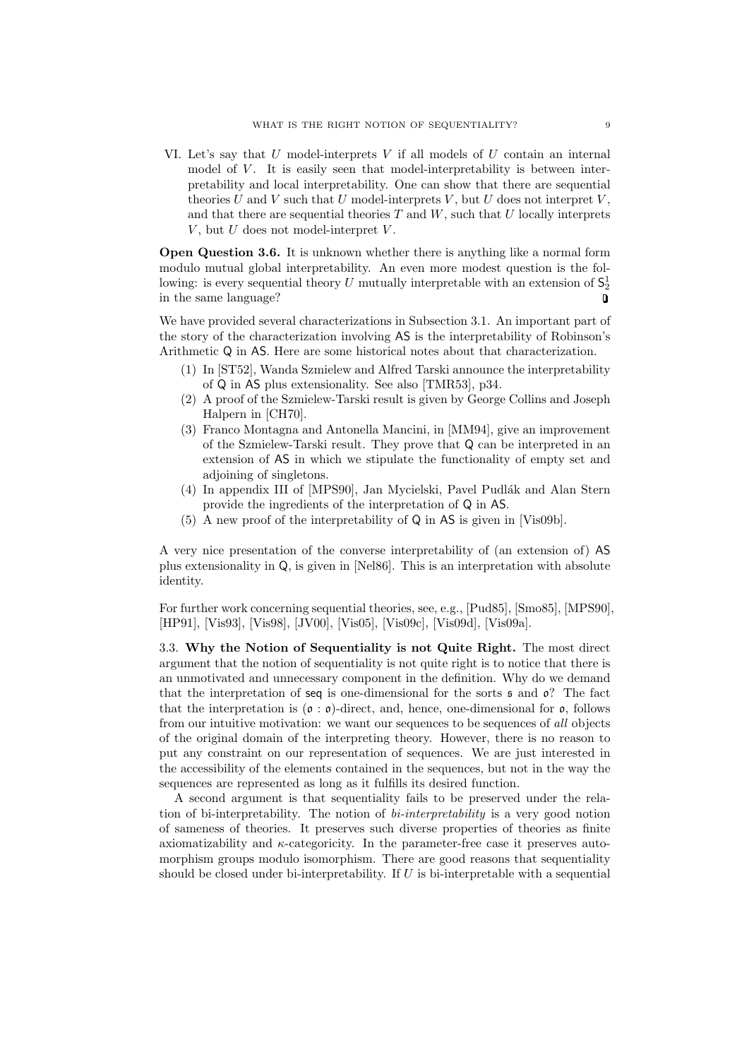VI. Let's say that $U$ model-interprets $V$ if all models of $U$ contain an internal model of $V$. It is easily seen that model-interpretability is between interpretability and local interpretability. One can show that there are sequential theories $U$ and $V$ such that $U$ model-interprets $V$, but $U$ does not interpret $V$, and that there are sequential theories $T$ and $W$, such that $U$ locally interprets $V$, but $U$ does not model-interpret $V$.

**Open Question 3.6.** It is unknown whether there is anything like a normal form modulo mutual global interpretability. An even more modest question is the following: is every sequential theory $U$ mutually interpretable with an extension of $\mathsf{S}^1_2$ in the same language? ❏

We have provided several characterizations in Subsection 3.1. An important part of the story of the characterization involving $\mathsf{AS}$ is the interpretability of Robinson's Arithmetic $\mathsf{Q}$ in $\mathsf{AS}$. Here are some historical notes about that characterization.

(1) In [ST52], Wanda Szmielew and Alfred Tarski announce the interpretability of $\mathsf{Q}$ in $\mathsf{AS}$ plus extensionality. See also [TMR53], p34.
(2) A proof of the Szmielew-Tarski result is given by George Collins and Joseph Halpern in [CH70].
(3) Franco Montagna and Antonella Mancini, in [MM94], give an improvement of the Szmielew-Tarski result. They prove that $\mathsf{Q}$ can be interpreted in an extension of $\mathsf{AS}$ in which we stipulate the functionality of empty set and adjoining of singletons.
(4) In appendix III of [MPS90], Jan Mycielski, Pavel Pudlák and Alan Stern provide the ingredients of the interpretation of $\mathsf{Q}$ in $\mathsf{AS}$.
(5) A new proof of the interpretability of $\mathsf{Q}$ in $\mathsf{AS}$ is given in [Vis09b].

A very nice presentation of the converse interpretability of (an extension of) $\mathsf{AS}$ plus extensionality in $\mathsf{Q}$, is given in [Nel86]. This is an interpretation with absolute identity.

For further work concerning sequential theories, see, e.g., [Pud85], [Smo85], [MPS90], [HP91], [Vis93], [Vis98], [JV00], [Vis05], [Vis09c], [Vis09d], [Vis09a].

### 3.3. Why the Notion of Sequentiality is not Quite Right.

The most direct argument that the notion of sequentiality is not quite right is to notice that there is an unmotivated and unnecessary component in the definition. Why do we demand that the interpretation of $\mathsf{seq}$ is one-dimensional for the sorts $\mathfrak{s}$ and $\mathfrak{o}$? The fact that the interpretation is $(\mathfrak{o} : \mathfrak{o})$-direct, and, hence, one-dimensional for $\mathfrak{o}$, follows from our intuitive motivation: we want our sequences to be sequences of *all* objects of the original domain of the interpreting theory. However, there is no reason to put any constraint on our representation of sequences. We are just interested in the accessibility of the elements contained in the sequences, but not in the way the sequences are represented as long as it fulfills its desired function.

A second argument is that sequentiality fails to be preserved under the relation of bi-interpretability. The notion of *bi-interpretability* is a very good notion of sameness of theories. It preserves such diverse properties of theories as finite axiomatizability and $\kappa$-categoricity. In the parameter-free case it preserves automorphism groups modulo isomorphism. There are good reasons that sequentiality should be closed under bi-interpretability. If $U$ is bi-interpretable with a sequential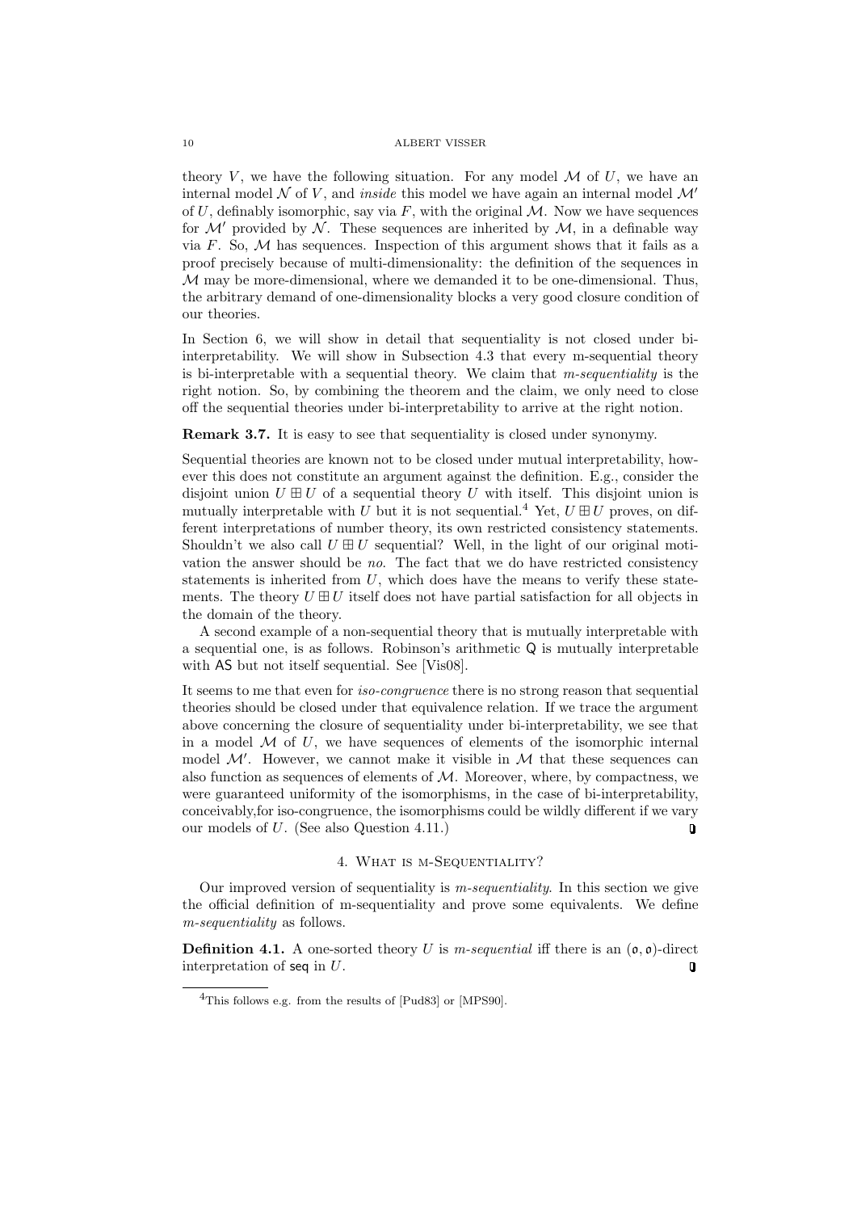theory $V$, we have the following situation. For any model $\mathcal{M}$ of $U$, we have an internal model $\mathcal{N}$ of $V$, and *inside* this model we have again an internal model $\mathcal{M}'$ of $U$, definably isomorphic, say via $F$, with the original $\mathcal{M}$. Now we have sequences for $\mathcal{M}'$ provided by $\mathcal{N}$. These sequences are inherited by $\mathcal{M}$, in a definable way via $F$. So, $\mathcal{M}$ has sequences. Inspection of this argument shows that it fails as a proof precisely because of multi-dimensionality: the definition of the sequences in $\mathcal{M}$ may be more-dimensional, where we demanded it to be one-dimensional. Thus, the arbitrary demand of one-dimensionality blocks a very good closure condition of our theories.

In Section 6, we will show in detail that sequentiality is not closed under bi-interpretability. We will show in Subsection 4.3 that every m-sequential theory is bi-interpretable with a sequential theory. We claim that *m-sequentiality* is the right notion. So, by combining the theorem and the claim, we only need to close off the sequential theories under bi-interpretability to arrive at the right notion.

**Remark 3.7.** It is easy to see that sequentiality is closed under synonymy.

Sequential theories are known not to be closed under mutual interpretability, however this does not constitute an argument against the definition. E.g., consider the disjoint union $U \boxplus U$ of a sequential theory $U$ with itself. This disjoint union is mutually interpretable with $U$ but it is not sequential.[4] Yet, $U \boxplus U$ proves, on different interpretations of number theory, its own restricted consistency statements. Shouldn't we also call $U \boxplus U$ sequential? Well, in the light of our original motivation the answer should be *no*. The fact that we do have restricted consistency statements is inherited from $U$, which does have the means to verify these statements. The theory $U \boxplus U$ itself does not have partial satisfaction for all objects in the domain of the theory.

A second example of a non-sequential theory that is mutually interpretable with a sequential one, is as follows. Robinson's arithmetic $\mathsf{Q}$ is mutually interpretable with $\mathsf{AS}$ but not itself sequential. See [Vis08].

It seems to me that even for *iso-congruence* there is no strong reason that sequential theories should be closed under that equivalence relation. If we trace the argument above concerning the closure of sequentiality under bi-interpretability, we see that in a model $\mathcal{M}$ of $U$, we have sequences of elements of the isomorphic internal model $\mathcal{M}'$. However, we cannot make it visible in $\mathcal{M}$ that these sequences can also function as sequences of elements of $\mathcal{M}$. Moreover, where, by compactness, we were guaranteed uniformity of the isomorphisms, in the case of bi-interpretability, conceivably,for iso-congruence, the isomorphisms could be wildly different if we vary our models of $U$. (See also Question 4.11.) ❑

## 4. What is m-Sequentiality?

Our improved version of sequentiality is *m-sequentiality*. In this section we give the official definition of m-sequentiality and prove some equivalents. We define *m-sequentiality* as follows.

**Definition 4.1.** A one-sorted theory $U$ is *m-sequential* iff there is an $(\mathfrak{o}, \mathfrak{o})$-direct interpretation of $\mathsf{seq}$ in $U$. ❑

[4] This follows e.g. from the results of [Pud83] or [MPS90].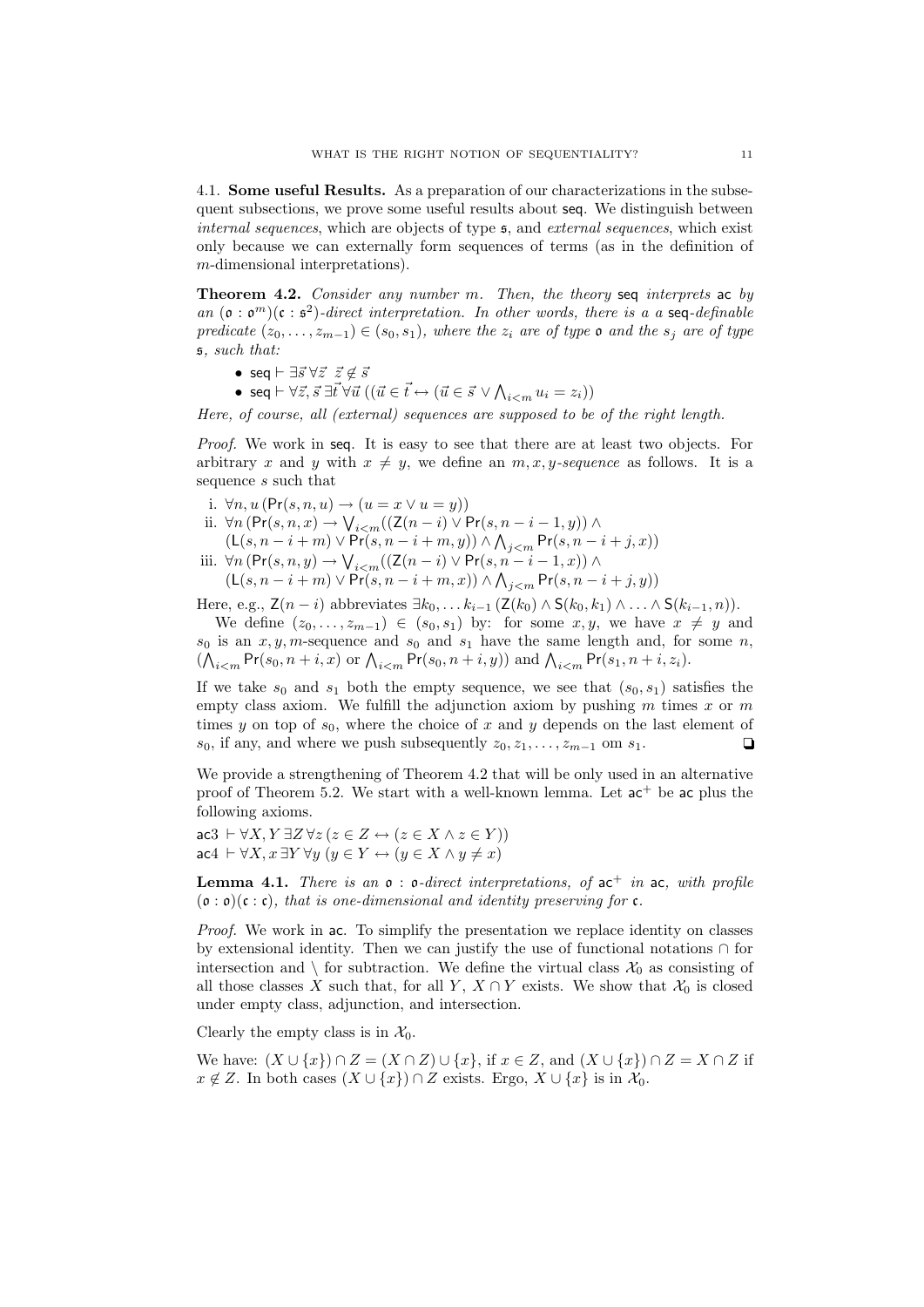4.1. **Some useful Results.** As a preparation of our characterizations in the subsequent subsections, we prove some useful results about $\mathsf{seq}$. We distinguish between *internal sequences*, which are objects of type $\mathfrak{s}$, and *external sequences*, which exist only because we can externally form sequences of terms (as in the definition of $m$-dimensional interpretations).

**Theorem 4.2.** *Consider any number $m$. Then, the theory $\mathsf{seq}$ interprets $\mathsf{ac}$ by an $(\mathfrak{o} : \mathfrak{o}^m)(\mathfrak{c} : \mathfrak{s}^2)$-direct interpretation. In other words, there is a a $\mathsf{seq}$-definable predicate $(z_0, \ldots, z_{m-1}) \in (s_0, s_1)$, where the $z_i$ are of type $\mathfrak{o}$ and the $s_j$ are of type $\mathfrak{s}$, such that:*

- $\mathsf{seq} \vdash \exists \vec{s}\, \forall \vec{z}\ \ \vec{z} \notin \vec{s}$
- $\mathsf{seq} \vdash \forall \vec{z}, \vec{s}\, \exists \vec{t}\, \forall \vec{u}\, ((\vec{u} \in \vec{t} \leftrightarrow (\vec{u} \in \vec{s} \vee \bigwedge_{i<m} u_i = z_i))$

*Here, of course, all (external) sequences are supposed to be of the right length.*

*Proof.* We work in $\mathsf{seq}$. It is easy to see that there are at least two objects. For arbitrary $x$ and $y$ with $x \neq y$, we define an $m, x, y$*-sequence* as follows. It is a sequence $s$ such that

i. $\forall n, u\, (\mathsf{Pr}(s, n, u) \to (u = x \vee u = y))$
ii. $\forall n\, (\mathsf{Pr}(s, n, x) \to \bigvee_{i<m} ((\mathsf{Z}(n-i) \vee \mathsf{Pr}(s, n-i-1, y)) \wedge$
$(\mathsf{L}(s, n-i+m) \vee \mathsf{Pr}(s, n-i+m, y)) \wedge \bigwedge_{j<m} \mathsf{Pr}(s, n-i+j, x))$
iii. $\forall n\, (\mathsf{Pr}(s, n, y) \to \bigvee_{i<m} ((\mathsf{Z}(n-i) \vee \mathsf{Pr}(s, n-i-1, x)) \wedge$
$(\mathsf{L}(s, n-i+m) \vee \mathsf{Pr}(s, n-i+m, x)) \wedge \bigwedge_{j<m} \mathsf{Pr}(s, n-i+j, y))$

Here, e.g., $\mathsf{Z}(n-i)$ abbreviates $\exists k_0, \ldots k_{i-1}\, (\mathsf{Z}(k_0) \wedge \mathsf{S}(k_0, k_1) \wedge \ldots \wedge \mathsf{S}(k_{i-1}, n))$.

We define $(z_0, \ldots, z_{m-1}) \in (s_0, s_1)$ by: for some $x, y$, we have $x \neq y$ and $s_0$ is an $x, y, m$-sequence and $s_0$ and $s_1$ have the same length and, for some $n$, $(\bigwedge_{i<m} \mathsf{Pr}(s_0, n+i, x)$ or $\bigwedge_{i<m} \mathsf{Pr}(s_0, n+i, y))$ and $\bigwedge_{i<m} \mathsf{Pr}(s_1, n+i, z_i)$.

If we take $s_0$ and $s_1$ both the empty sequence, we see that $(s_0, s_1)$ satisfies the empty class axiom. We fulfill the adjunction axiom by pushing $m$ times $x$ or $m$ times $y$ on top of $s_0$, where the choice of $x$ and $y$ depends on the last element of $s_0$, if any, and where we push subsequently $z_0, z_1, \ldots, z_{m-1}$ om $s_1$. ❑

We provide a strengthening of Theorem 4.2 that will be only used in an alternative proof of Theorem 5.2. We start with a well-known lemma. Let $\mathsf{ac}^+$ be $\mathsf{ac}$ plus the following axioms.

$\mathsf{ac3} \vdash \forall X, Y\, \exists Z\, \forall z\, (z \in Z \leftrightarrow (z \in X \wedge z \in Y))$
$\mathsf{ac4} \vdash \forall X, x\, \exists Y\, \forall y\, (y \in Y \leftrightarrow (y \in X \wedge y \neq x)$

**Lemma 4.1.** *There is an $\mathfrak{o} : \mathfrak{o}$-direct interpretations, of $\mathsf{ac}^+$ in $\mathsf{ac}$, with profile $(\mathfrak{o} : \mathfrak{o})(\mathfrak{c} : \mathfrak{c})$, that is one-dimensional and identity preserving for $\mathfrak{c}$.*

*Proof.* We work in $\mathsf{ac}$. To simplify the presentation we replace identity on classes by extensional identity. Then we can justify the use of functional notations $\cap$ for intersection and $\setminus$ for subtraction. We define the virtual class $\mathcal{X}_0$ as consisting of all those classes $X$ such that, for all $Y$, $X \cap Y$ exists. We show that $\mathcal{X}_0$ is closed under empty class, adjunction, and intersection.

Clearly the empty class is in $\mathcal{X}_0$.

We have: $(X \cup \{x\}) \cap Z = (X \cap Z) \cup \{x\}$, if $x \in Z$, and $(X \cup \{x\}) \cap Z = X \cap Z$ if $x \notin Z$. In both cases $(X \cup \{x\}) \cap Z$ exists. Ergo, $X \cup \{x\}$ is in $\mathcal{X}_0$.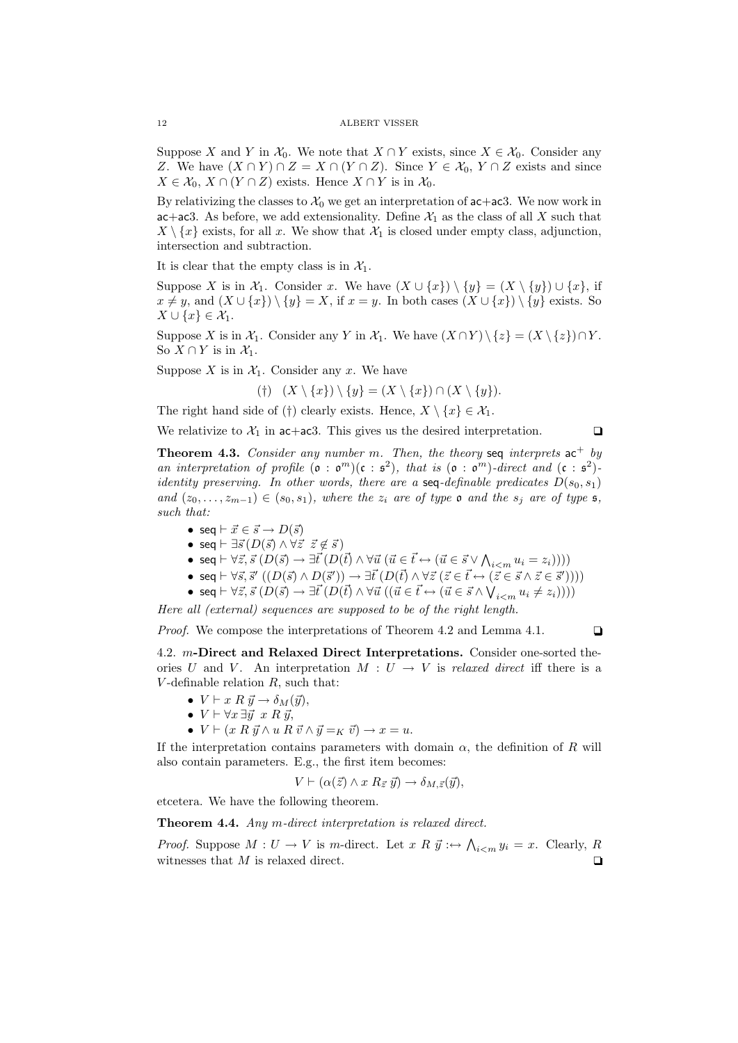Suppose $X$ and $Y$ in $\mathcal{X}_0$. We note that $X \cap Y$ exists, since $X \in \mathcal{X}_0$. Consider any $Z$. We have $(X \cap Y) \cap Z = X \cap (Y \cap Z)$. Since $Y \in \mathcal{X}_0$, $Y \cap Z$ exists and since $X \in \mathcal{X}_0$, $X \cap (Y \cap Z)$ exists. Hence $X \cap Y$ is in $\mathcal{X}_0$.

By relativizing the classes to $\mathcal{X}_0$ we get an interpretation of $\mathsf{ac}$+$\mathsf{ac3}$. We now work in $\mathsf{ac}$+$\mathsf{ac3}$. As before, we add extensionality. Define $\mathcal{X}_1$ as the class of all $X$ such that $X \setminus \{x\}$ exists, for all $x$. We show that $\mathcal{X}_1$ is closed under empty class, adjunction, intersection and subtraction.

It is clear that the empty class is in $\mathcal{X}_1$.

Suppose $X$ is in $\mathcal{X}_1$. Consider $x$. We have $(X \cup \{x\}) \setminus \{y\} = (X \setminus \{y\}) \cup \{x\}$, if $x \neq y$, and $(X \cup \{x\}) \setminus \{y\} = X$, if $x = y$. In both cases $(X \cup \{x\}) \setminus \{y\}$ exists. So $X \cup \{x\} \in \mathcal{X}_1$.

Suppose $X$ is in $\mathcal{X}_1$. Consider any $Y$ in $\mathcal{X}_1$. We have $(X \cap Y) \setminus \{z\} = (X \setminus \{z\}) \cap Y$. So $X \cap Y$ is in $\mathcal{X}_1$.

Suppose $X$ is in $\mathcal{X}_1$. Consider any $x$. We have

$$(\dagger) \quad (X \setminus \{x\}) \setminus \{y\} = (X \setminus \{x\}) \cap (X \setminus \{y\}).$$

The right hand side of $(\dagger)$ clearly exists. Hence, $X \setminus \{x\} \in \mathcal{X}_1$.

We relativize to $\mathcal{X}_1$ in $\mathsf{ac}$+$\mathsf{ac3}$. This gives us the desired interpretation. ❑

**Theorem 4.3.** *Consider any number $m$. Then, the theory $\mathsf{seq}$ interprets $\mathsf{ac}^+$ by an interpretation of profile $(\mathfrak{o} : \mathfrak{o}^m)(\mathfrak{c} : \mathfrak{s}^2)$, that is $(\mathfrak{o} : \mathfrak{o}^m)$-direct and $(\mathfrak{c} : \mathfrak{s}^2)$-identity preserving. In other words, there are a $\mathsf{seq}$-definable predicates $D(s_0, s_1)$ and $(z_0, \ldots, z_{m-1}) \in (s_0, s_1)$, where the $z_i$ are of type $\mathfrak{o}$ and the $s_j$ are of type $\mathfrak{s}$, such that:*

- $\mathsf{seq} \vdash \vec{x} \in \vec{s} \to D(\vec{s})$
- $\mathsf{seq} \vdash \exists \vec{s}\, (D(\vec{s}) \wedge \forall \vec{z}\ \ \vec{z} \notin \vec{s})$
- $\mathsf{seq} \vdash \forall \vec{z}, \vec{s}\, (D(\vec{s}) \to \exists \vec{t}\, (D(\vec{t}) \wedge \forall \vec{u}\, (\vec{u} \in \vec{t} \leftrightarrow (\vec{u} \in \vec{s} \vee \bigwedge_{i<m} u_i = z_i))))$
- $\mathsf{seq} \vdash \forall \vec{s}, \vec{s}\,'\, ((D(\vec{s}) \wedge D(\vec{s}\,')) \to \exists \vec{t}\, (D(\vec{t}) \wedge \forall \vec{z}\, (\vec{z} \in \vec{t} \leftrightarrow (\vec{z} \in \vec{s} \wedge \vec{z} \in \vec{s}\,'))))$
- $\mathsf{seq} \vdash \forall \vec{z}, \vec{s}\, (D(\vec{s}) \to \exists \vec{t}\, (D(\vec{t}) \wedge \forall \vec{u}\, ((\vec{u} \in \vec{t} \leftrightarrow (\vec{u} \in \vec{s} \wedge \bigvee_{i<m} u_i \neq z_i))))$

*Here all (external) sequences are supposed to be of the right length.*

*Proof.* We compose the interpretations of Theorem 4.2 and Lemma 4.1. ❑

4.2. **$m$-Direct and Relaxed Direct Interpretations.** Consider one-sorted theories $U$ and $V$. An interpretation $M : U \to V$ is *relaxed direct* iff there is a $V$-definable relation $R$, such that:

- $V \vdash x\ R\ \vec{y} \to \delta_M(\vec{y})$,
- $V \vdash \forall x\, \exists \vec{y}\ \ x\ R\ \vec{y}$,
- $V \vdash (x\ R\ \vec{y} \wedge u\ R\ \vec{v} \wedge \vec{y} =_K \vec{v}) \to x = u$.

If the interpretation contains parameters with domain $\alpha$, the definition of $R$ will also contain parameters. E.g., the first item becomes:

$$V \vdash (\alpha(\vec{z}) \wedge x\ R_{\vec{z}}\ \vec{y}) \to \delta_{M,\vec{z}}(\vec{y}),$$

etcetera. We have the following theorem.

**Theorem 4.4.** *Any $m$-direct interpretation is relaxed direct.*

*Proof.* Suppose $M : U \to V$ is $m$-direct. Let $x\ R\ \vec{y} :\leftrightarrow \bigwedge_{i<m} y_i = x$. Clearly, $R$ witnesses that $M$ is relaxed direct. ❑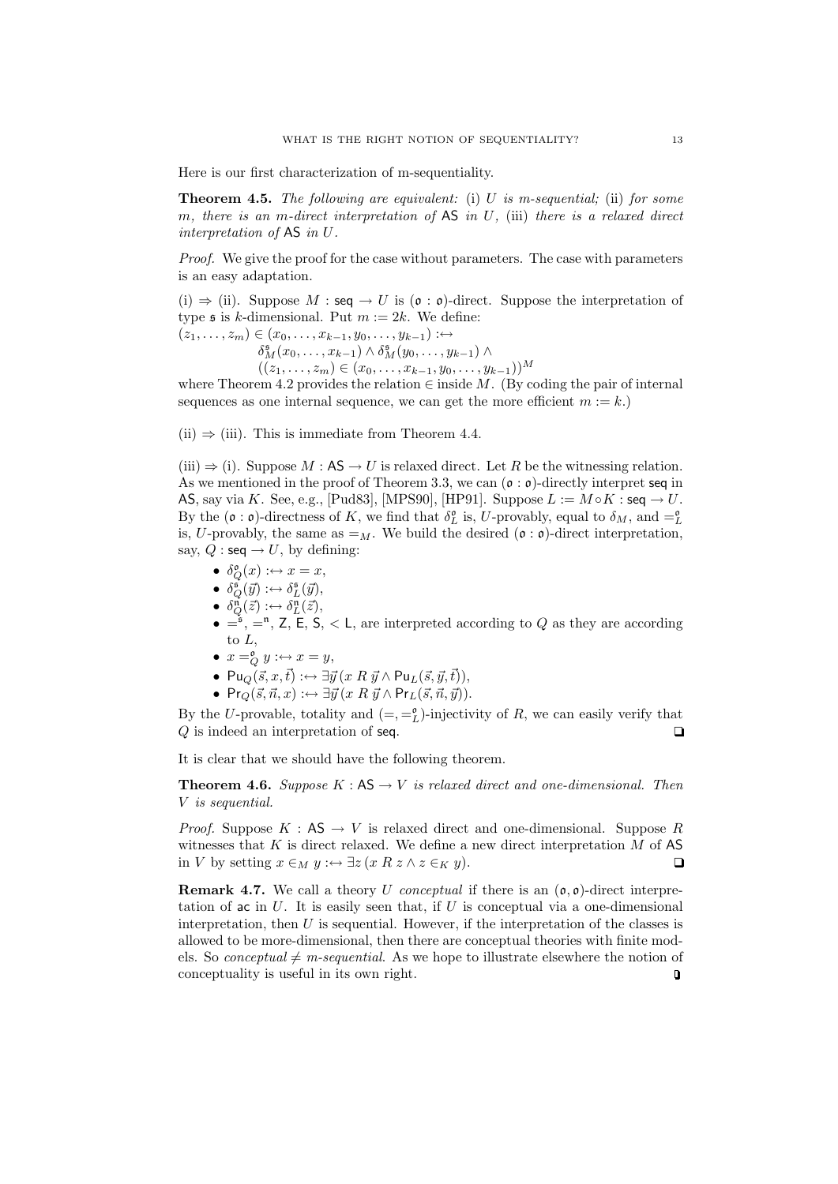Here is our first characterization of m-sequentiality.

**Theorem 4.5.** *The following are equivalent:* (i) *$U$ is m-sequential;* (ii) *for some $m$, there is an $m$-direct interpretation of* $\mathsf{AS}$ *in $U$,* (iii) *there is a relaxed direct interpretation of* $\mathsf{AS}$ *in $U$.*

*Proof.* We give the proof for the case without parameters. The case with parameters is an easy adaptation.

(i) ⇒ (ii). Suppose $M : \mathsf{seq} \to U$ is $(\mathfrak{o} : \mathfrak{o})$-direct. Suppose the interpretation of type $\mathfrak{s}$ is $k$-dimensional. Put $m := 2k$. We define:

$$
\begin{aligned}
(z_1, \ldots, z_m) \in (x_0, \ldots, x_{k-1}, y_0, \ldots, y_{k-1}) :\leftrightarrow \\
\delta^{\mathfrak{s}}_M(x_0, \ldots, x_{k-1}) \wedge \delta^{\mathfrak{s}}_M(y_0, \ldots, y_{k-1}) \wedge \\
((z_1, \ldots, z_m) \in (x_0, \ldots, x_{k-1}, y_0, \ldots, y_{k-1}))^M
\end{aligned}
$$

where Theorem 4.2 provides the relation $\in$ inside $M$. (By coding the pair of internal sequences as one internal sequence, we can get the more efficient $m := k$.)

(ii) ⇒ (iii). This is immediate from Theorem 4.4.

(iii) ⇒ (i). Suppose $M : \mathsf{AS} \to U$ is relaxed direct. Let $R$ be the witnessing relation. As we mentioned in the proof of Theorem 3.3, we can $(\mathfrak{o} : \mathfrak{o})$-directly interpret $\mathsf{seq}$ in $\mathsf{AS}$, say via $K$. See, e.g., [Pud83], [MPS90], [HP91]. Suppose $L := M \circ K : \mathsf{seq} \to U$. By the $(\mathfrak{o} : \mathfrak{o})$-directness of $K$, we find that $\delta^{\mathfrak{o}}_L$ is, $U$-provably, equal to $\delta_M$, and $=^{\mathfrak{o}}_L$ is, $U$-provably, the same as $=_M$. We build the desired $(\mathfrak{o} : \mathfrak{o})$-direct interpretation, say, $Q : \mathsf{seq} \to U$, by defining:

- $\delta^{\mathfrak{o}}_Q(x) :\leftrightarrow x = x$,
- $\delta^{\mathfrak{s}}_Q(\vec{y}) :\leftrightarrow \delta^{\mathfrak{s}}_L(\vec{y})$,
- $\delta^{\mathfrak{n}}_Q(\vec{z}) :\leftrightarrow \delta^{\mathfrak{n}}_L(\vec{z})$,
- $=^{\mathfrak{s}}$, $=^{\mathfrak{n}}$, $\mathsf{Z}$, $\mathsf{E}$, $\mathsf{S}$, $< \mathsf{L}$, are interpreted according to $Q$ as they are according to $L$,
- $x =^{\mathfrak{o}}_Q y :\leftrightarrow x = y$,
- $\mathsf{Pu}_Q(\vec{s}, x, \vec{t}) :\leftrightarrow \exists \vec{y}\, (x \mathrel{R} \vec{y} \wedge \mathsf{Pu}_L(\vec{s}, \vec{y}, \vec{t}))$,
- $\mathsf{Pr}_Q(\vec{s}, \vec{n}, x) :\leftrightarrow \exists \vec{y}\, (x \mathrel{R} \vec{y} \wedge \mathsf{Pr}_L(\vec{s}, \vec{n}, \vec{y}))$.

By the $U$-provable, totality and $(=, =^{\mathfrak{o}}_L)$-injectivity of $R$, we can easily verify that $Q$ is indeed an interpretation of $\mathsf{seq}$. ❑

It is clear that we should have the following theorem.

**Theorem 4.6.** *Suppose $K : \mathsf{AS} \to V$ is relaxed direct and one-dimensional. Then $V$ is sequential.*

*Proof.* Suppose $K : \mathsf{AS} \to V$ is relaxed direct and one-dimensional. Suppose $R$ witnesses that $K$ is direct relaxed. We define a new direct interpretation $M$ of $\mathsf{AS}$ in $V$ by setting $x \in_M y :\leftrightarrow \exists z\, (x \mathrel{R} z \wedge z \in_K y)$. ❑

**Remark 4.7.** We call a theory $U$ *conceptual* if there is an $(\mathfrak{o}, \mathfrak{o})$-direct interpretation of $\mathsf{ac}$ in $U$. It is easily seen that, if $U$ is conceptual via a one-dimensional interpretation, then $U$ is sequential. However, if the interpretation of the classes is allowed to be more-dimensional, then there are conceptual theories with finite models. So *conceptual* $\neq$ *m-sequential*. As we hope to illustrate elsewhere the notion of conceptuality is useful in its own right.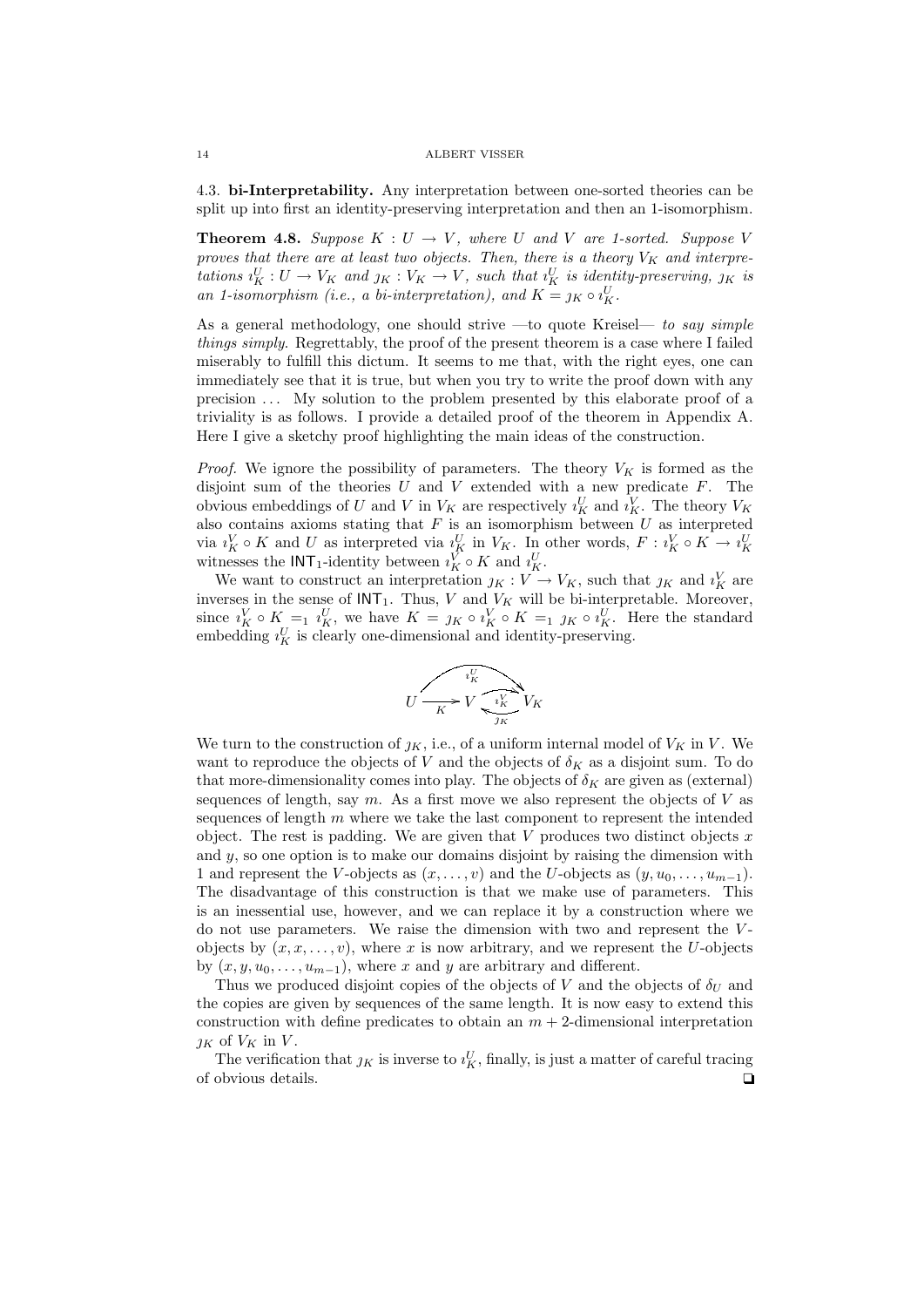## 4.3. bi-Interpretability.

Any interpretation between one-sorted theories can be split up into first an identity-preserving interpretation and then an 1-isomorphism.

**Theorem 4.8.** *Suppose $K : U \to V$, where $U$ and $V$ are 1-sorted. Suppose $V$ proves that there are at least two objects. Then, there is a theory $V_K$ and interpretations $\imath_K^U : U \to V_K$ and $\jmath_K : V_K \to V$, such that $\imath_K^U$ is identity-preserving, $\jmath_K$ is an 1-isomorphism (i.e., a bi-interpretation), and $K = \jmath_K \circ \imath_K^U$.*

As a general methodology, one should strive —to quote Kreisel— *to say simple things simply*. Regrettably, the proof of the present theorem is a case where I failed miserably to fulfill this dictum. It seems to me that, with the right eyes, one can immediately see that it is true, but when you try to write the proof down with any precision ... My solution to the problem presented by this elaborate proof of a triviality is as follows. I provide a detailed proof of the theorem in Appendix A. Here I give a sketchy proof highlighting the main ideas of the construction.

*Proof.* We ignore the possibility of parameters. The theory $V_K$ is formed as the disjoint sum of the theories $U$ and $V$ extended with a new predicate $F$. The obvious embeddings of $U$ and $V$ in $V_K$ are respectively $\imath_K^U$ and $\imath_K^V$. The theory $V_K$ also contains axioms stating that $F$ is an isomorphism between $U$ as interpreted via $\imath_K^V \circ K$ and $U$ as interpreted via $\imath_K^U$ in $V_K$. In other words, $F : \imath_K^V \circ K \to \imath_K^U$ witnesses the $\mathsf{INT}_1$-identity between $\imath_K^V \circ K$ and $\imath_K^U$.

We want to construct an interpretation $\jmath_K : V \to V_K$, such that $\jmath_K$ and $\imath_K^V$ are inverses in the sense of $\mathsf{INT}_1$. Thus, $V$ and $V_K$ will be bi-interpretable. Moreover, since $\imath_K^V \circ K =_1 \imath_K^U$, we have $K = \jmath_K \circ \imath_K^V \circ K =_1 \jmath_K \circ \imath_K^U$. Here the standard embedding $\imath_K^U$ is clearly one-dimensional and identity-preserving.

$$U \xrightarrow{K} V \underset{\jmath_K}{\overset{\imath_K^V}{\rightleftarrows}} V_K, \qquad \imath_K^U : U \to V_K$$

We turn to the construction of $\jmath_K$, i.e., of a uniform internal model of $V_K$ in $V$. We want to reproduce the objects of $V$ and the objects of $\delta_K$ as a disjoint sum. To do that more-dimensionality comes into play. The objects of $\delta_K$ are given as (external) sequences of length, say $m$. As a first move we also represent the objects of $V$ as sequences of length $m$ where we take the last component to represent the intended object. The rest is padding. We are given that $V$ produces two distinct objects $x$ and $y$, so one option is to make our domains disjoint by raising the dimension with 1 and represent the $V$-objects as $(x, \ldots, v)$ and the $U$-objects as $(y, u_0, \ldots, u_{m-1})$. The disadvantage of this construction is that we make use of parameters. This is an inessential use, however, and we can replace it by a construction where we do not use parameters. We raise the dimension with two and represent the $V$-objects by $(x, x, \ldots, v)$, where $x$ is now arbitrary, and we represent the $U$-objects by $(x, y, u_0, \ldots, u_{m-1})$, where $x$ and $y$ are arbitrary and different.

Thus we produced disjoint copies of the objects of $V$ and the objects of $\delta_U$ and the copies are given by sequences of the same length. It is now easy to extend this construction with define predicates to obtain an $m+2$-dimensional interpretation $\jmath_K$ of $V_K$ in $V$.

The verification that $\jmath_K$ is inverse to $\imath_K^U$, finally, is just a matter of careful tracing of obvious details. ❑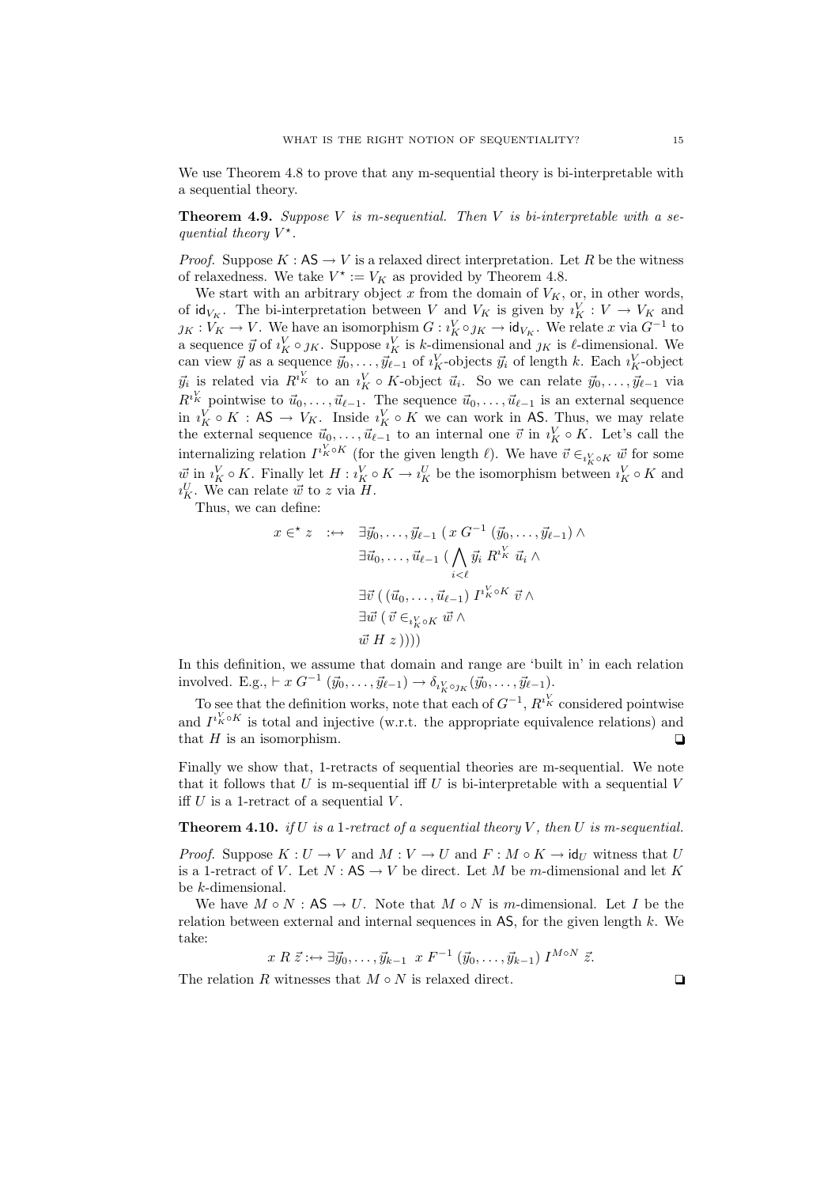We use Theorem 4.8 to prove that any m-sequential theory is bi-interpretable with a sequential theory.

**Theorem 4.9.** *Suppose $V$ is m-sequential. Then $V$ is bi-interpretable with a sequential theory $V^\star$.*

*Proof.* Suppose $K : \mathsf{AS} \to V$ is a relaxed direct interpretation. Let $R$ be the witness of relaxedness. We take $V^\star := V_K$ as provided by Theorem 4.8.

We start with an arbitrary object $x$ from the domain of $V_K$, or, in other words, of $\mathsf{id}_{V_K}$. The bi-interpretation between $V$ and $V_K$ is given by $\imath^V_K : V \to V_K$ and $\jmath_K : V_K \to V$. We have an isomorphism $G : \imath^V_K \circ \jmath_K \to \mathsf{id}_{V_K}$. We relate $x$ via $G^{-1}$ to a sequence $\vec{y}$ of $\imath^V_K \circ \jmath_K$. Suppose $\imath^V_K$ is $k$-dimensional and $\jmath_K$ is $\ell$-dimensional. We can view $\vec{y}$ as a sequence $\vec{y}_0, \ldots, \vec{y}_{\ell-1}$ of $\imath^V_K$-objects $\vec{y}_i$ of length $k$. Each $\imath^V_K$-object $\vec{y}_i$ is related via $R^{\imath^V_K}$ to an $\imath^V_K \circ K$-object $\vec{u}_i$. So we can relate $\vec{y}_0, \ldots, \vec{y}_{\ell-1}$ via $R^{\imath^V_K}$ pointwise to $\vec{u}_0, \ldots, \vec{u}_{\ell-1}$. The sequence $\vec{u}_0, \ldots, \vec{u}_{\ell-1}$ is an external sequence in $\imath^V_K \circ K : \mathsf{AS} \to V_K$. Inside $\imath^V_K \circ K$ we can work in $\mathsf{AS}$. Thus, we may relate the external sequence $\vec{u}_0, \ldots, \vec{u}_{\ell-1}$ to an internal one $\vec{v}$ in $\imath^V_K \circ K$. Let's call the internalizing relation $I^{\imath^V_K \circ K}$ (for the given length $\ell$). We have $\vec{v} \in_{\imath^V_K \circ K} \vec{w}$ for some $\vec{w}$ in $\imath^V_K \circ K$. Finally let $H : \imath^V_K \circ K \to \imath^U_K$ be the isomorphism between $\imath^V_K \circ K$ and $\imath^U_K$. We can relate $\vec{w}$ to $z$ via $H$.

Thus, we can define:

$$
\begin{aligned}
x \in^\star z \quad :\leftrightarrow \quad & \exists \vec{y}_0, \ldots, \vec{y}_{\ell-1} \; (\, x \; G^{-1} \; (\vec{y}_0, \ldots, \vec{y}_{\ell-1}) \wedge \\
& \exists \vec{u}_0, \ldots, \vec{u}_{\ell-1} \; (\, \bigwedge_{i<\ell} \vec{y}_i \; R^{\imath^V_K} \; \vec{u}_i \wedge \\
& \exists \vec{v} \; (\, (\vec{u}_0, \ldots, \vec{u}_{\ell-1}) \; I^{\imath^V_K \circ K} \; \vec{v} \wedge \\
& \exists \vec{w} \; (\, \vec{v} \in_{\imath^V_K \circ K} \vec{w} \wedge \\
& \vec{w} \; H \; z \,))))
\end{aligned}
$$

In this definition, we assume that domain and range are 'built in' in each relation involved. E.g., $\vdash x \; G^{-1} \; (\vec{y}_0, \ldots, \vec{y}_{\ell-1}) \to \delta_{\imath^V_K \circ \jmath_K}(\vec{y}_0, \ldots, \vec{y}_{\ell-1})$.

To see that the definition works, note that each of $G^{-1}$, $R^{\imath^V_K}$ considered pointwise and $I^{\imath^V_K \circ K}$ is total and injective (w.r.t. the appropriate equivalence relations) and that $H$ is an isomorphism. ❑

Finally we show that, 1-retracts of sequential theories are m-sequential. We note that it follows that $U$ is m-sequential iff $U$ is bi-interpretable with a sequential $V$ iff $U$ is a 1-retract of a sequential $V$.

**Theorem 4.10.** *if $U$ is a 1-retract of a sequential theory $V$, then $U$ is m-sequential.*

*Proof.* Suppose $K : U \to V$ and $M : V \to U$ and $F : M \circ K \to \mathsf{id}_U$ witness that $U$ is a 1-retract of $V$. Let $N : \mathsf{AS} \to V$ be direct. Let $M$ be $m$-dimensional and let $K$ be $k$-dimensional.

We have $M \circ N : \mathsf{AS} \to U$. Note that $M \circ N$ is $m$-dimensional. Let $I$ be the relation between external and internal sequences in $\mathsf{AS}$, for the given length $k$. We take:

$$
x \; R \; \vec{z} :\leftrightarrow \exists \vec{y}_0, \ldots, \vec{y}_{k-1} \;\; x \; F^{-1} \; (\vec{y}_0, \ldots, \vec{y}_{k-1}) \; I^{M \circ N} \; \vec{z}.
$$

The relation $R$ witnesses that $M \circ N$ is relaxed direct. ❑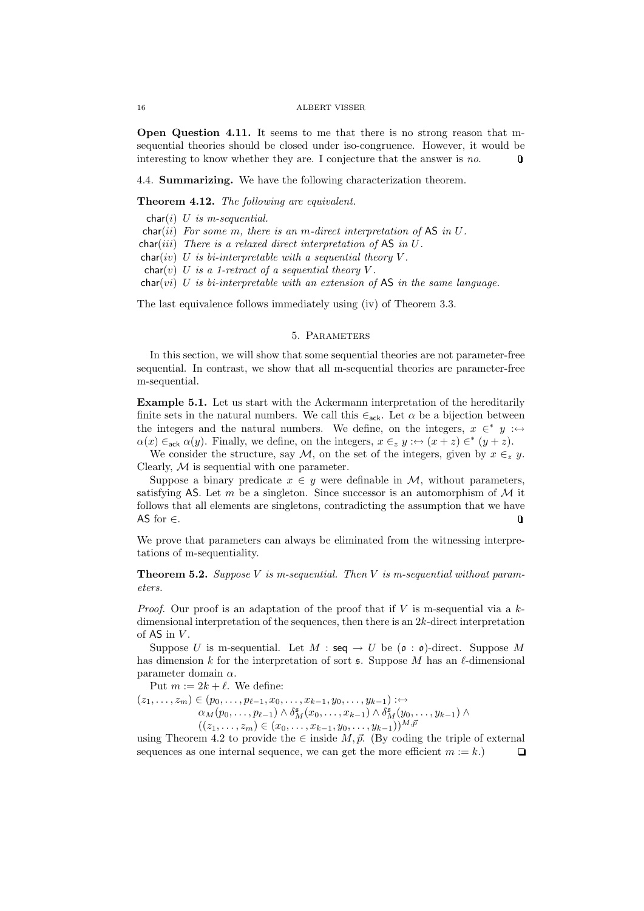**Open Question 4.11.** It seems to me that there is no strong reason that m-sequential theories should be closed under iso-congruence. However, it would be interesting to know whether they are. I conjecture that the answer is *no*. ❒

4.4. **Summarizing.** We have the following characterization theorem.

**Theorem 4.12.** *The following are equivalent.*

- $\mathsf{char}(i)$ *$U$ is m-sequential.*
- $\mathsf{char}(ii)$ *For some $m$, there is an $m$-direct interpretation of* $\mathsf{AS}$ *in $U$.*
- $\mathsf{char}(iii)$ *There is a relaxed direct interpretation of* $\mathsf{AS}$ *in $U$.*
- $\mathsf{char}(iv)$ *$U$ is bi-interpretable with a sequential theory $V$.*
- $\mathsf{char}(v)$ *$U$ is a 1-retract of a sequential theory $V$.*
- $\mathsf{char}(vi)$ *$U$ is bi-interpretable with an extension of* $\mathsf{AS}$ *in the same language.*

The last equivalence follows immediately using (iv) of Theorem 3.3.

## 5. Parameters

In this section, we will show that some sequential theories are not parameter-free sequential. In contrast, we show that all m-sequential theories are parameter-free m-sequential.

**Example 5.1.** Let us start with the Ackermann interpretation of the hereditarily finite sets in the natural numbers. We call this $\in_{\mathsf{ack}}$. Let $\alpha$ be a bijection between the integers and the natural numbers. We define, on the integers, $x \in^* y :\leftrightarrow \alpha(x) \in_{\mathsf{ack}} \alpha(y)$. Finally, we define, on the integers, $x \in_z y :\leftrightarrow (x+z) \in^* (y+z)$.

We consider the structure, say $\mathcal{M}$, on the set of the integers, given by $x \in_z y$. Clearly, $\mathcal{M}$ is sequential with one parameter.

Suppose a binary predicate $x \in y$ were definable in $\mathcal{M}$, without parameters, satisfying $\mathsf{AS}$. Let $m$ be a singleton. Since successor is an automorphism of $\mathcal{M}$ it follows that all elements are singletons, contradicting the assumption that we have $\mathsf{AS}$ for $\in$. ❒

We prove that parameters can always be eliminated from the witnessing interpretations of m-sequentiality.

**Theorem 5.2.** *Suppose $V$ is m-sequential. Then $V$ is m-sequential without parameters.*

*Proof.* Our proof is an adaptation of the proof that if $V$ is m-sequential via a $k$-dimensional interpretation of the sequences, then there is an $2k$-direct interpretation of $\mathsf{AS}$ in $V$.

Suppose $U$ is m-sequential. Let $M : \mathsf{seq} \to U$ be $(\mathfrak{o} : \mathfrak{o})$-direct. Suppose $M$ has dimension $k$ for the interpretation of sort $\mathfrak{s}$. Suppose $M$ has an $\ell$-dimensional parameter domain $\alpha$.

Put $m := 2k + \ell$. We define:

$$
\begin{aligned}
(z_1, \ldots, z_m) \in (p_0, \ldots, p_{\ell-1}, x_0, \ldots, x_{k-1}, y_0, \ldots, y_{k-1}) :\leftrightarrow \\
\alpha_M(p_0, \ldots, p_{\ell-1}) \wedge \delta^{\mathfrak{s}}_M(x_0, \ldots, x_{k-1}) \wedge \delta^{\mathfrak{s}}_M(y_0, \ldots, y_{k-1}) \wedge \\
((z_1, \ldots, z_m) \in (x_0, \ldots, x_{k-1}, y_0, \ldots, y_{k-1}))^{M,\vec{p}}
\end{aligned}
$$

using Theorem 4.2 to provide the $\in$ inside $M, \vec{p}$. (By coding the triple of external sequences as one internal sequence, we can get the more efficient $m := k$.) ❒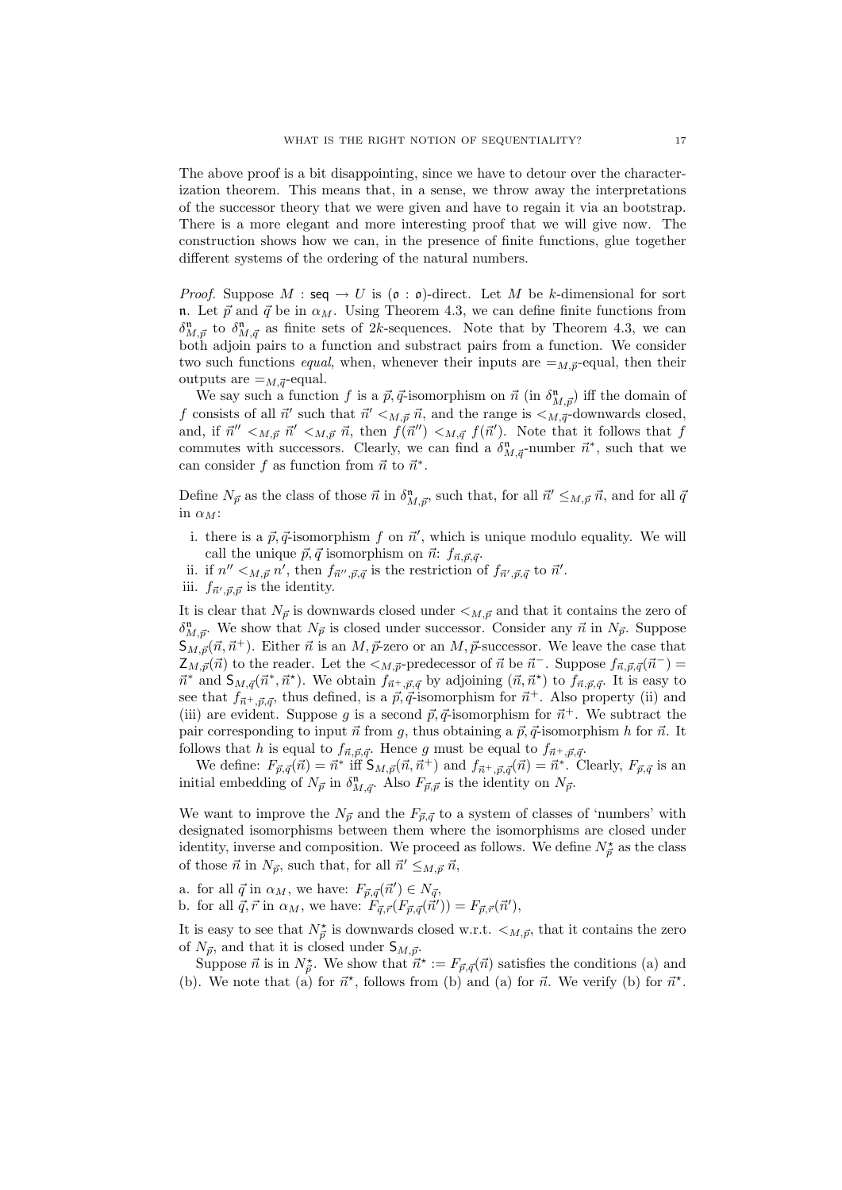The above proof is a bit disappointing, since we have to detour over the characterization theorem. This means that, in a sense, we throw away the interpretations of the successor theory that we were given and have to regain it via an bootstrap. There is a more elegant and more interesting proof that we will give now. The construction shows how we can, in the presence of finite functions, glue together different systems of the ordering of the natural numbers.

*Proof.* Suppose $M : \mathsf{seq} \to U$ is $(\mathfrak{o} : \mathfrak{o})$-direct. Let $M$ be $k$-dimensional for sort $\mathfrak{n}$. Let $\vec{p}$ and $\vec{q}$ be in $\alpha_M$. Using Theorem 4.3, we can define finite functions from $\delta^{\mathfrak{n}}_{M,\vec{p}}$ to $\delta^{\mathfrak{n}}_{M,\vec{q}}$ as finite sets of $2k$-sequences. Note that by Theorem 4.3, we can both adjoin pairs to a function and substract pairs from a function. We consider two such functions *equal*, when, whenever their inputs are $=_{M,\vec{p}}$-equal, then their outputs are $=_{M,\vec{q}}$-equal.

We say such a function $f$ is a $\vec{p},\vec{q}$-isomorphism on $\vec{n}$ (in $\delta^{\mathfrak{n}}_{M,\vec{p}}$) iff the domain of $f$ consists of all $\vec{n}'$ such that $\vec{n}' <_{M,\vec{p}} \vec{n}$, and the range is $<_{M,\vec{q}}$-downwards closed, and, if $\vec{n}'' <_{M,\vec{p}} \vec{n}' <_{M,\vec{p}} \vec{n}$, then $f(\vec{n}'') <_{M,\vec{q}} f(\vec{n}')$. Note that it follows that $f$ commutes with successors. Clearly, we can find a $\delta^{\mathfrak{n}}_{M,\vec{q}}$-number $\vec{n}^*$, such that we can consider $f$ as function from $\vec{n}$ to $\vec{n}^*$.

Define $N_{\vec{p}}$ as the class of those $\vec{n}$ in $\delta^{\mathfrak{n}}_{M,\vec{p}}$, such that, for all $\vec{n}' \leq_{M,\vec{p}} \vec{n}$, and for all $\vec{q}$ in $\alpha_M$:

i. there is a $\vec{p},\vec{q}$-isomorphism $f$ on $\vec{n}'$, which is unique modulo equality. We will call the unique $\vec{p},\vec{q}$ isomorphism on $\vec{n}$: $f_{\vec{n},\vec{p},\vec{q}}$.
ii. if $n'' <_{M,\vec{p}} n'$, then $f_{\vec{n}'',\vec{p},\vec{q}}$ is the restriction of $f_{\vec{n}',\vec{p},\vec{q}}$ to $\vec{n}'$.
iii. $f_{\vec{n}',\vec{p},\vec{p}}$ is the identity.

It is clear that $N_{\vec{p}}$ is downwards closed under $<_{M,\vec{p}}$ and that it contains the zero of $\delta^{\mathfrak{n}}_{M,\vec{p}}$. We show that $N_{\vec{p}}$ is closed under successor. Consider any $\vec{n}$ in $N_{\vec{p}}$. Suppose $\mathsf{S}_{M,\vec{p}}(\vec{n},\vec{n}^+)$. Either $\vec{n}$ is an $M,\vec{p}$-zero or an $M,\vec{p}$-successor. We leave the case that $\mathsf{Z}_{M,\vec{p}}(\vec{n})$ to the reader. Let the $<_{M,\vec{p}}$-predecessor of $\vec{n}$ be $\vec{n}^-$. Suppose $f_{\vec{n},\vec{p},\vec{q}}(\vec{n}^-) = \vec{n}^*$ and $\mathsf{S}_{M,\vec{q}}(\vec{n}^*,\vec{n}^\star)$. We obtain $f_{\vec{n}^+,\vec{p},\vec{q}}$ by adjoining $(\vec{n},\vec{n}^\star)$ to $f_{\vec{n},\vec{p},\vec{q}}$. It is easy to see that $f_{\vec{n}^+,\vec{p},\vec{q}}$, thus defined, is a $\vec{p},\vec{q}$-isomorphism for $\vec{n}^+$. Also property (ii) and (iii) are evident. Suppose $g$ is a second $\vec{p},\vec{q}$-isomorphism for $\vec{n}^+$. We subtract the pair corresponding to input $\vec{n}$ from $g$, thus obtaining a $\vec{p},\vec{q}$-isomorphism $h$ for $\vec{n}$. It follows that $h$ is equal to $f_{\vec{n},\vec{p},\vec{q}}$. Hence $g$ must be equal to $f_{\vec{n}^+,\vec{p},\vec{q}}$.

We define: $F_{\vec{p},\vec{q}}(\vec{n}) = \vec{n}^*$ iff $\mathsf{S}_{M,\vec{p}}(\vec{n},\vec{n}^+)$ and $f_{\vec{n}^+,\vec{p},\vec{q}}(\vec{n}) = \vec{n}^*$. Clearly, $F_{\vec{p},\vec{q}}$ is an initial embedding of $N_{\vec{p}}$ in $\delta^{\mathfrak{n}}_{M,\vec{q}}$. Also $F_{\vec{p},\vec{p}}$ is the identity on $N_{\vec{p}}$.

We want to improve the $N_{\vec{p}}$ and the $F_{\vec{p},\vec{q}}$ to a system of classes of 'numbers' with designated isomorphisms between them where the isomorphisms are closed under identity, inverse and composition. We proceed as follows. We define $N^\star_{\vec{p}}$ as the class of those $\vec{n}$ in $N_{\vec{p}}$, such that, for all $\vec{n}' \leq_{M,\vec{p}} \vec{n}$,

a. for all $\vec{q}$ in $\alpha_M$, we have: $F_{\vec{p},\vec{q}}(\vec{n}') \in N_{\vec{q}}$,
b. for all $\vec{q},\vec{r}$ in $\alpha_M$, we have: $F_{\vec{q},\vec{r}}(F_{\vec{p},\vec{q}}(\vec{n}')) = F_{\vec{p},\vec{r}}(\vec{n}')$,

It is easy to see that $N^\star_{\vec{p}}$ is downwards closed w.r.t. $<_{M,\vec{p}}$, that it contains the zero of $N_{\vec{p}}$, and that it is closed under $\mathsf{S}_{M,\vec{p}}$.

Suppose $\vec{n}$ is in $N^\star_{\vec{p}}$. We show that $\vec{n}^\star := F_{\vec{p},\vec{q}}(\vec{n})$ satisfies the conditions (a) and (b). We note that (a) for $\vec{n}^\star$, follows from (b) and (a) for $\vec{n}$. We verify (b) for $\vec{n}^\star$.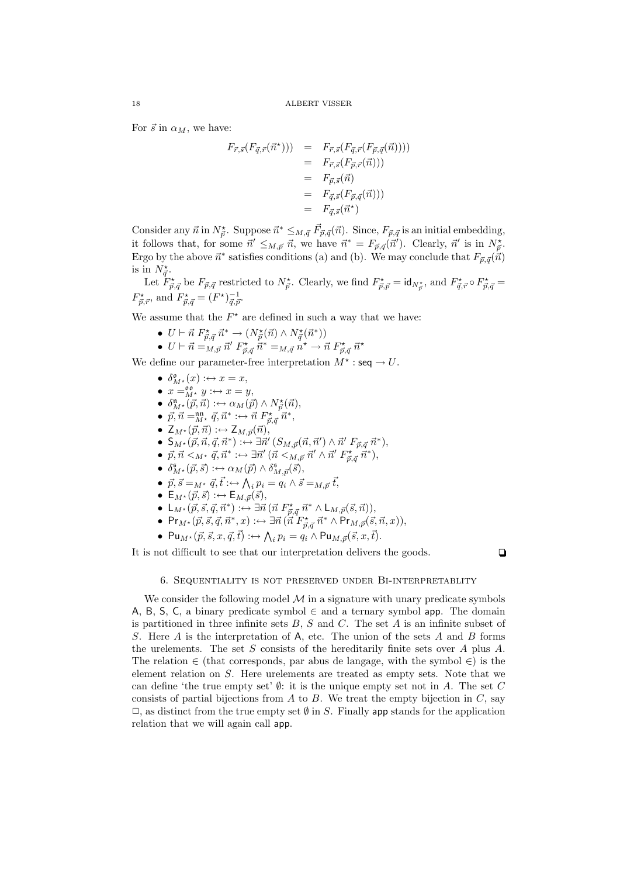For $\vec{s}$ in $\alpha_M$, we have:

$$
\begin{aligned}
F_{\vec{r},\vec{s}}(F_{\vec{q},\vec{r}}(\vec{n}^\star))) &= F_{\vec{r},\vec{s}}(F_{\vec{q},\vec{r}}(F_{\vec{p},\vec{q}}(\vec{n})))) \\
&= F_{\vec{r},\vec{s}}(F_{\vec{p},\vec{r}}(\vec{n}))) \\
&= F_{\vec{p},\vec{s}}(\vec{n}) \\
&= F_{\vec{q},\vec{s}}(F_{\vec{p},\vec{q}}(\vec{n}))) \\
&= F_{\vec{q},\vec{s}}(\vec{n}^\star)
\end{aligned}
$$

Consider any $\vec{n}$ in $N^\star_{\vec{p}}$. Suppose $\vec{n}^* \leq_{M,\vec{q}} \vec{F}_{\vec{p},\vec{q}}(\vec{n})$. Since, $F_{\vec{p},\vec{q}}$ is an initial embedding, it follows that, for some $\vec{n}' \leq_{M,\vec{p}} \vec{n}$, we have $\vec{n}^* = F_{\vec{p},\vec{q}}(\vec{n}')$. Clearly, $\vec{n}'$ is in $N^\star_{\vec{p}}$. Ergo by the above $\vec{n}^*$ satisfies conditions (a) and (b). We may conclude that $F_{\vec{p},\vec{q}}(\vec{n})$ is in $N^\star_{\vec{q}}$.

Let $F^\star_{\vec{p},\vec{q}}$ be $F_{\vec{p},\vec{q}}$ restricted to $N^\star_{\vec{p}}$. Clearly, we find $F^\star_{\vec{p},\vec{p}} = \mathsf{id}_{N^\star_{\vec{p}}}$, and $F^\star_{\vec{q},\vec{r}} \circ F^\star_{\vec{p},\vec{q}} = F^\star_{\vec{p},\vec{r}}$, and $F^\star_{\vec{p},\vec{q}} = (F^\star)^{-1}_{\vec{q},\vec{p}}$.

We assume that the $F^\star$ are defined in such a way that we have:

- $U \vdash \vec{n}\ F^\star_{\vec{p},\vec{q}}\ \vec{n}^* \to (N^\star_{\vec{p}}(\vec{n}) \wedge N^\star_{\vec{q}}(\vec{n}^*))$
- $U \vdash \vec{n} =_{M,\vec{p}} \vec{n}'\ F^\star_{\vec{p},\vec{q}}\ \vec{n}^* =_{M,\vec{q}} n^\star \to \vec{n}\ F^\star_{\vec{p},\vec{q}}\ \vec{n}^\star$

We define our parameter-free interpretation $M^\star : \mathsf{seq} \to U$.

- $\delta^{\mathfrak{o}}_{M^\star}(x) :\leftrightarrow x = x$,
- $x =^{\mathfrak{oo}}_{M^\star} y :\leftrightarrow x = y$,
- $\delta^{\mathfrak{n}}_{M^\star}(\vec{p},\vec{n}) :\leftrightarrow \alpha_M(\vec{p}) \wedge N^\star_{\vec{p}}(\vec{n})$,
- $\vec{p},\vec{n} =^{\mathfrak{nn}}_{M^\star} \vec{q},\vec{n}^* :\leftrightarrow \vec{n}\ F^\star_{\vec{p},\vec{q}}\ \vec{n}^*$,
- $\mathsf{Z}_{M^\star}(\vec{p},\vec{n}) :\leftrightarrow \mathsf{Z}_{M,\vec{p}}(\vec{n})$,
- $\mathsf{S}_{M^\star}(\vec{p},\vec{n},\vec{q},\vec{n}^*) :\leftrightarrow \exists \vec{n}'\,(S_{M,\vec{p}}(\vec{n},\vec{n}') \wedge \vec{n}'\ F_{\vec{p},\vec{q}}\ \vec{n}^*)$,
- $\vec{p},\vec{n} <_{M^\star} \vec{q},\vec{n}^* :\leftrightarrow \exists \vec{n}'\,(\vec{n} <_{M,\vec{p}} \vec{n}' \wedge \vec{n}'\ F^\star_{\vec{p},\vec{q}}\ \vec{n}^*)$,
- $\delta^{\mathfrak{s}}_{M^\star}(\vec{p},\vec{s}) :\leftrightarrow \alpha_M(\vec{p}) \wedge \delta^{\mathfrak{s}}_{M,\vec{p}}(\vec{s})$,
- $\vec{p},\vec{s} =_{M^\star} \vec{q},\vec{t} :\leftrightarrow \bigwedge_i p_i = q_i \wedge \vec{s} =_{M,\vec{p}} \vec{t}$,
- $\mathsf{E}_{M^\star}(\vec{p},\vec{s}) :\leftrightarrow \mathsf{E}_{M,\vec{p}}(\vec{s})$,
- $\mathsf{L}_{M^\star}(\vec{p},\vec{s},\vec{q},\vec{n}^*) :\leftrightarrow \exists \vec{n}\,(\vec{n}\ F^\star_{\vec{p},\vec{q}}\ \vec{n}^* \wedge \mathsf{L}_{M,\vec{p}}(\vec{s},\vec{n}))$,
- $\mathsf{Pr}_{M^\star}(\vec{p},\vec{s},\vec{q},\vec{n}^*,x) :\leftrightarrow \exists \vec{n}\,(\vec{n}\ F^\star_{\vec{p},\vec{q}}\ \vec{n}^* \wedge \mathsf{Pr}_{M,\vec{p}}(\vec{s},\vec{n},x))$,
- $\mathsf{Pu}_{M^\star}(\vec{p},\vec{s},x,\vec{q},\vec{t}) :\leftrightarrow \bigwedge_i p_i = q_i \wedge \mathsf{Pu}_{M,\vec{p}}(\vec{s},x,\vec{t})$.

It is not difficult to see that our interpretation delivers the goods. ❑

## 6. Sequentiality is not preserved under Bi-interpretablity

We consider the following model $\mathcal{M}$ in a signature with unary predicate symbols $\mathsf{A}$, $\mathsf{B}$, $\mathsf{S}$, $\mathsf{C}$, a binary predicate symbol $\in$ and a ternary symbol $\mathsf{app}$. The domain is partitioned in three infinite sets $B$, $S$ and $C$. The set $A$ is an infinite subset of $S$. Here $A$ is the interpretation of $\mathsf{A}$, etc. The union of the sets $A$ and $B$ forms the urelements. The set $S$ consists of the hereditarily finite sets over $A$ plus $A$. The relation $\in$ (that corresponds, par abus de langage, with the symbol $\in$) is the element relation on $S$. Here urelements are treated as empty sets. Note that we can define 'the true empty set' $\emptyset$: it is the unique empty set not in $A$. The set $C$ consists of partial bijections from $A$ to $B$. We treat the empty bijection in $C$, say $\square$, as distinct from the true empty set $\emptyset$ in $S$. Finally $\mathsf{app}$ stands for the application relation that we will again call $\mathsf{app}$.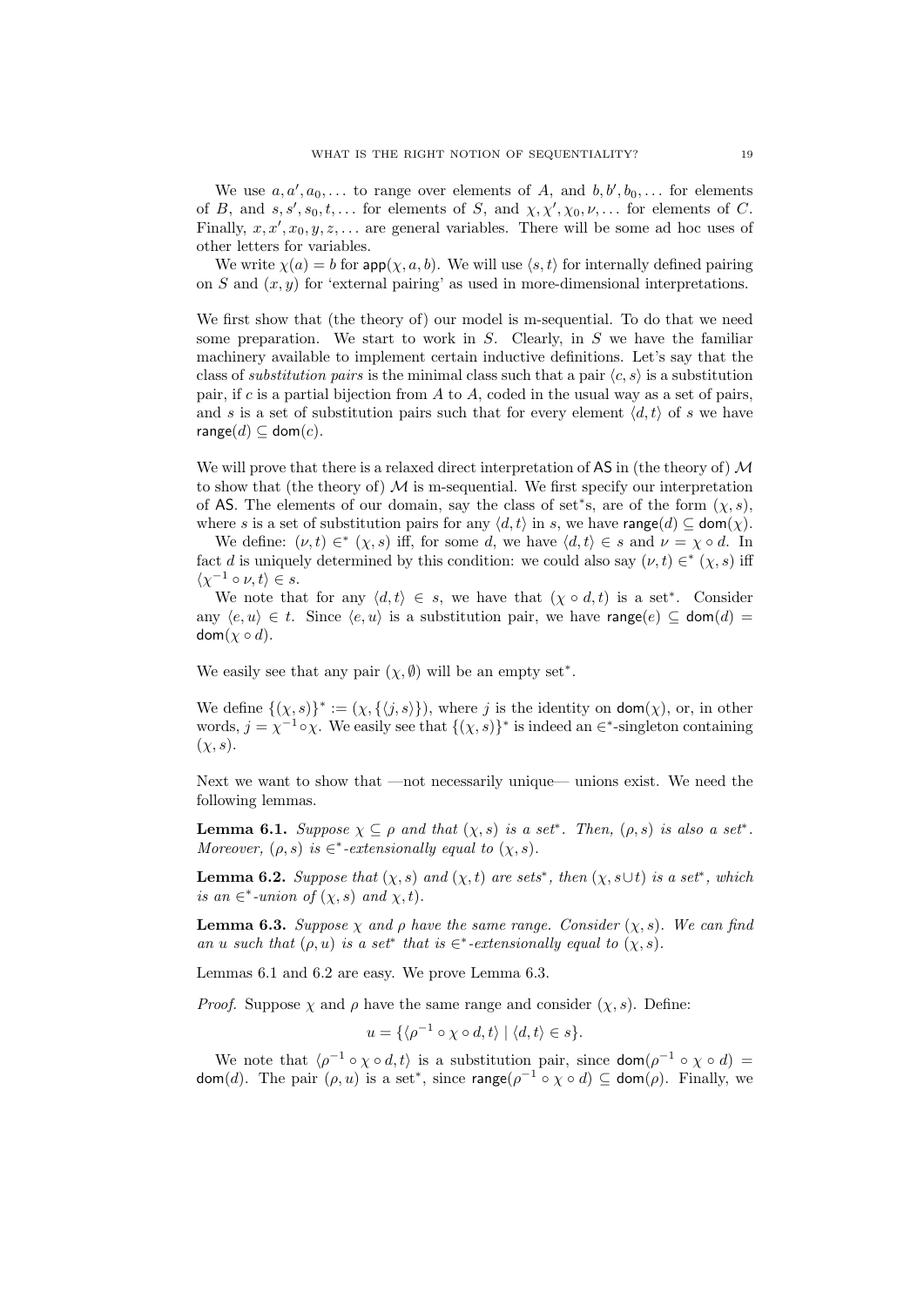We use $a, a', a_0, \ldots$ to range over elements of $A$, and $b, b', b_0, \ldots$ for elements of $B$, and $s, s', s_0, t, \ldots$ for elements of $S$, and $\chi, \chi', \chi_0, \nu, \ldots$ for elements of $C$. Finally, $x, x', x_0, y, z, \ldots$ are general variables. There will be some ad hoc uses of other letters for variables.

We write $\chi(a) = b$ for $\mathsf{app}(\chi, a, b)$. We will use $\langle s, t\rangle$ for internally defined pairing on $S$ and $(x, y)$ for 'external pairing' as used in more-dimensional interpretations.

We first show that (the theory of) our model is m-sequential. To do that we need some preparation. We start to work in $S$. Clearly, in $S$ we have the familiar machinery available to implement certain inductive definitions. Let's say that the class of *substitution pairs* is the minimal class such that a pair $\langle c, s\rangle$ is a substitution pair, if $c$ is a partial bijection from $A$ to $A$, coded in the usual way as a set of pairs, and $s$ is a set of substitution pairs such that for every element $\langle d, t\rangle$ of $s$ we have $\mathsf{range}(d) \subseteq \mathsf{dom}(c)$.

We will prove that there is a relaxed direct interpretation of $\mathsf{AS}$ in (the theory of) $\mathcal{M}$ to show that (the theory of) $\mathcal{M}$ is m-sequential. We first specify our interpretation of $\mathsf{AS}$. The elements of our domain, say the class of set$^*$s, are of the form $(\chi, s)$, where $s$ is a set of substitution pairs for any $\langle d, t\rangle$ in $s$, we have $\mathsf{range}(d) \subseteq \mathsf{dom}(\chi)$.

We define: $(\nu, t) \in^* (\chi, s)$ iff, for some $d$, we have $\langle d, t\rangle \in s$ and $\nu = \chi \circ d$. In fact $d$ is uniquely determined by this condition: we could also say $(\nu, t) \in^* (\chi, s)$ iff $\langle \chi^{-1} \circ \nu, t\rangle \in s$.

We note that for any $\langle d, t\rangle \in s$, we have that $(\chi \circ d, t)$ is a set$^*$. Consider any $\langle e, u\rangle \in t$. Since $\langle e, u\rangle$ is a substitution pair, we have $\mathsf{range}(e) \subseteq \mathsf{dom}(d) = \mathsf{dom}(\chi \circ d)$.

We easily see that any pair $(\chi, \emptyset)$ will be an empty set$^*$.

We define $\{(\chi, s)\}^* := (\chi, \{\langle j, s\rangle\})$, where $j$ is the identity on $\mathsf{dom}(\chi)$, or, in other words, $j = \chi^{-1} \circ \chi$. We easily see that $\{(\chi, s)\}^*$ is indeed an $\in^*$-singleton containing $(\chi, s)$.

Next we want to show that —not necessarily unique— unions exist. We need the following lemmas.

**Lemma 6.1.** *Suppose $\chi \subseteq \rho$ and that $(\chi, s)$ is a set$^*$. Then, $(\rho, s)$ is also a set$^*$. Moreover, $(\rho, s)$ is $\in^*$-extensionally equal to $(\chi, s)$.*

**Lemma 6.2.** *Suppose that $(\chi, s)$ and $(\chi, t)$ are sets$^*$, then $(\chi, s \cup t)$ is a set$^*$, which is an $\in^*$-union of $(\chi, s)$ and $\chi, t)$.*

**Lemma 6.3.** *Suppose $\chi$ and $\rho$ have the same range. Consider $(\chi, s)$. We can find an $u$ such that $(\rho, u)$ is a set$^*$ that is $\in^*$-extensionally equal to $(\chi, s)$.*

Lemmas 6.1 and 6.2 are easy. We prove Lemma 6.3.

*Proof.* Suppose $\chi$ and $\rho$ have the same range and consider $(\chi, s)$. Define:

$$u = \{\langle \rho^{-1} \circ \chi \circ d, t\rangle \mid \langle d, t\rangle \in s\}.$$

We note that $\langle \rho^{-1} \circ \chi \circ d, t\rangle$ is a substitution pair, since $\mathsf{dom}(\rho^{-1} \circ \chi \circ d) = \mathsf{dom}(d)$. The pair $(\rho, u)$ is a set$^*$, since $\mathsf{range}(\rho^{-1} \circ \chi \circ d) \subseteq \mathsf{dom}(\rho)$. Finally, we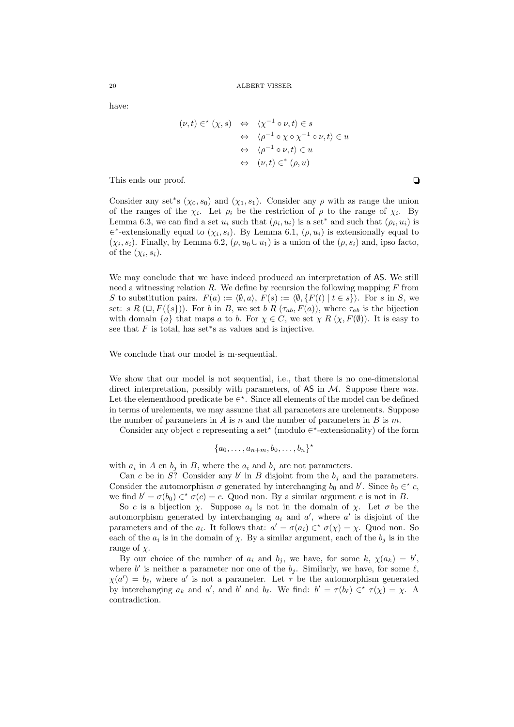have:

$$
\begin{aligned}
(\nu, t) \in^\star (\chi, s) &\Leftrightarrow \langle \chi^{-1} \circ \nu, t\rangle \in s \\
&\Leftrightarrow \langle \rho^{-1} \circ \chi \circ \chi^{-1} \circ \nu, t\rangle \in u \\
&\Leftrightarrow \langle \rho^{-1} \circ \nu, t\rangle \in u \\
&\Leftrightarrow (\nu, t) \in^* (\rho, u)
\end{aligned}
$$

This ends our proof. ❑

Consider any set$^*$s $(\chi_0, s_0)$ and $(\chi_1, s_1)$. Consider any $\rho$ with as range the union of the ranges of the $\chi_i$. Let $\rho_i$ be the restriction of $\rho$ to the range of $\chi_i$. By Lemma 6.3, we can find a set $u_i$ such that $(\rho_i, u_i)$ is a set$^*$ and such that $(\rho_i, u_i)$ is $\in^*$-extensionally equal to $(\chi_i, s_i)$. By Lemma 6.1, $(\rho, u_i)$ is extensionally equal to $(\chi_i, s_i)$. Finally, by Lemma 6.2, $(\rho, u_0 \cup u_1)$ is a union of the $(\rho, s_i)$ and, ipso facto, of the $(\chi_i, s_i)$.

We may conclude that we have indeed produced an interpretation of AS. We still need a witnessing relation $R$. We define by recursion the following mapping $F$ from $S$ to substitution pairs. $F(a) := \langle \emptyset, a\rangle$, $F(s) := \langle \emptyset, \{F(t) \mid t \in s\}\rangle$. For $s$ in $S$, we set: $s\ R\ (\Box, F(\{s\}))$. For $b$ in $B$, we set $b\ R\ (\tau_{ab}, F(a))$, where $\tau_{ab}$ is the bijection with domain $\{a\}$ that maps $a$ to $b$. For $\chi \in C$, we set $\chi\ R\ (\chi, F(\emptyset))$. It is easy to see that $F$ is total, has set$^*$s as values and is injective.

We conclude that our model is m-sequential.

We show that our model is not sequential, i.e., that there is no one-dimensional direct interpretation, possibly with parameters, of AS in $\mathcal{M}$. Suppose there was. Let the elementhood predicate be $\in^\star$. Since all elements of the model can be defined in terms of urelements, we may assume that all parameters are urelements. Suppose the number of parameters in $A$ is $n$ and the number of parameters in $B$ is $m$.

Consider any object $c$ representing a set$^\star$ (modulo $\in^\star$-extensionality) of the form

$$\{a_0, \ldots, a_{n+m}, b_0, \ldots, b_n\}^\star$$

with $a_i$ in $A$ en $b_j$ in $B$, where the $a_i$ and $b_j$ are not parameters.

Can $c$ be in $S$? Consider any $b'$ in $B$ disjoint from the $b_j$ and the parameters. Consider the automorphism $\sigma$ generated by interchanging $b_0$ and $b'$. Since $b_0 \in^\star c$, we find $b' = \sigma(b_0) \in^\star \sigma(c) = c$. Quod non. By a similar argument $c$ is not in $B$.

So $c$ is a bijection $\chi$. Suppose $a_i$ is not in the domain of $\chi$. Let $\sigma$ be the automorphism generated by interchanging $a_i$ and $a'$, where $a'$ is disjoint of the parameters and of the $a_i$. It follows that: $a' = \sigma(a_i) \in^\star \sigma(\chi) = \chi$. Quod non. So each of the $a_i$ is in the domain of $\chi$. By a similar argument, each of the $b_j$ is in the range of $\chi$.

By our choice of the number of $a_i$ and $b_j$, we have, for some $k$, $\chi(a_k) = b'$, where $b'$ is neither a parameter nor one of the $b_j$. Similarly, we have, for some $\ell$, $\chi(a') = b_\ell$, where $a'$ is not a parameter. Let $\tau$ be the automorphism generated by interchanging $a_k$ and $a'$, and $b'$ and $b_\ell$. We find: $b' = \tau(b_\ell) \in^\star \tau(\chi) = \chi$. A contradiction.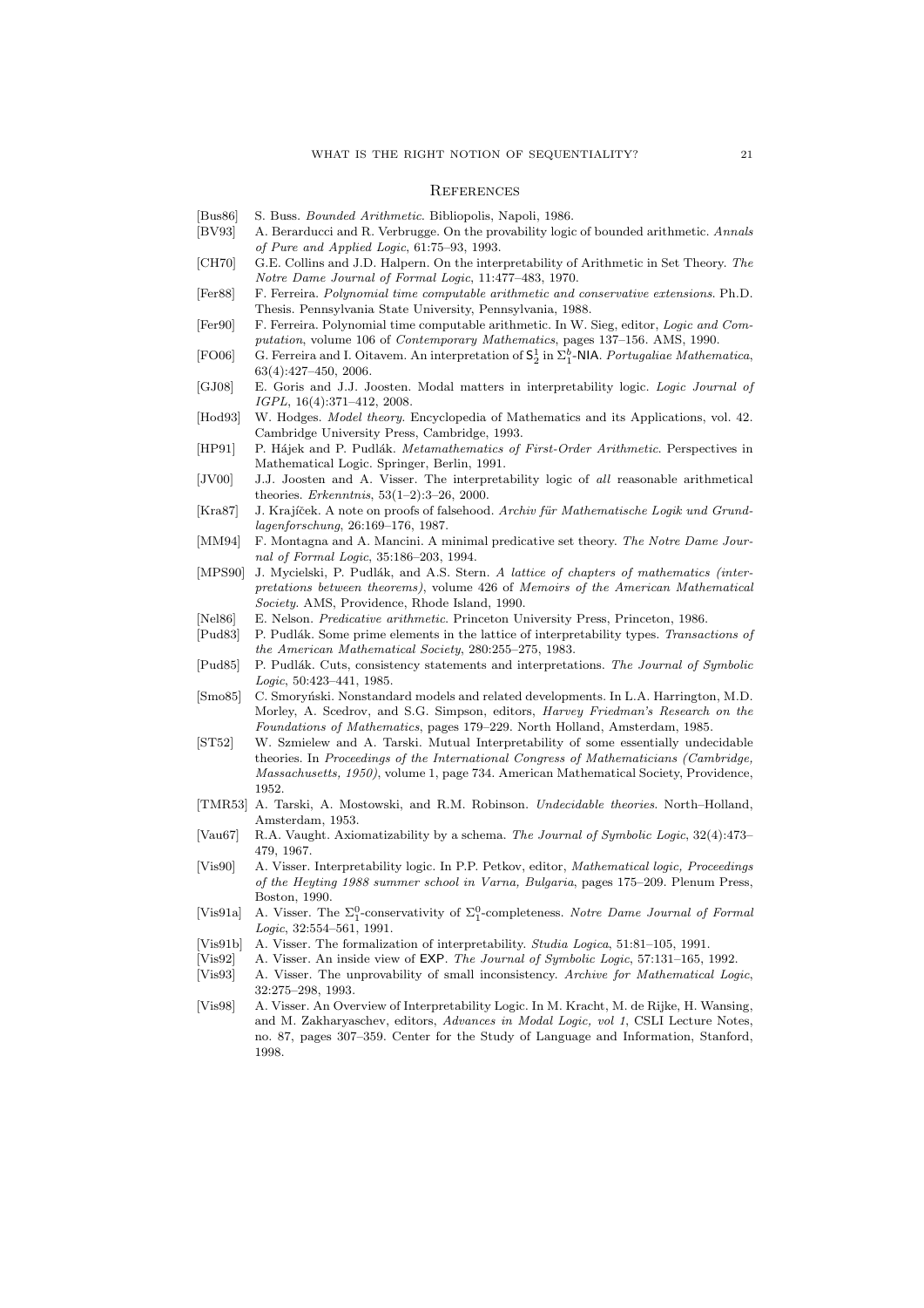## References

[Bus86] S. Buss. *Bounded Arithmetic*. Bibliopolis, Napoli, 1986.

[BV93] A. Berarducci and R. Verbrugge. On the provability logic of bounded arithmetic. *Annals of Pure and Applied Logic*, 61:75–93, 1993.

[CH70] G.E. Collins and J.D. Halpern. On the interpretability of Arithmetic in Set Theory. *The Notre Dame Journal of Formal Logic*, 11:477–483, 1970.

[Fer88] F. Ferreira. *Polynomial time computable arithmetic and conservative extensions*. Ph.D. Thesis. Pennsylvania State University, Pennsylvania, 1988.

[Fer90] F. Ferreira. Polynomial time computable arithmetic. In W. Sieg, editor, *Logic and Computation*, volume 106 of *Contemporary Mathematics*, pages 137–156. AMS, 1990.

[FO06] G. Ferreira and I. Oitavem. An interpretation of $\mathsf{S}^1_2$ in $\Sigma^b_1$-$\mathsf{NIA}$. *Portugaliae Mathematica*, 63(4):427–450, 2006.

[GJ08] E. Goris and J.J. Joosten. Modal matters in interpretability logic. *Logic Journal of IGPL*, 16(4):371–412, 2008.

[Hod93] W. Hodges. *Model theory*. Encyclopedia of Mathematics and its Applications, vol. 42. Cambridge University Press, Cambridge, 1993.

[HP91] P. Hájek and P. Pudlák. *Metamathematics of First-Order Arithmetic*. Perspectives in Mathematical Logic. Springer, Berlin, 1991.

[JV00] J.J. Joosten and A. Visser. The interpretability logic of *all* reasonable arithmetical theories. *Erkenntnis*, 53(1–2):3–26, 2000.

[Kra87] J. Krajíček. A note on proofs of falsehood. *Archiv für Mathematische Logik und Grundlagenforschung*, 26:169–176, 1987.

[MM94] F. Montagna and A. Mancini. A minimal predicative set theory. *The Notre Dame Journal of Formal Logic*, 35:186–203, 1994.

[MPS90] J. Mycielski, P. Pudlák, and A.S. Stern. *A lattice of chapters of mathematics (interpretations between theorems)*, volume 426 of *Memoirs of the American Mathematical Society*. AMS, Providence, Rhode Island, 1990.

[Nel86] E. Nelson. *Predicative arithmetic*. Princeton University Press, Princeton, 1986.

[Pud83] P. Pudlák. Some prime elements in the lattice of interpretability types. *Transactions of the American Mathematical Society*, 280:255–275, 1983.

[Pud85] P. Pudlák. Cuts, consistency statements and interpretations. *The Journal of Symbolic Logic*, 50:423–441, 1985.

[Smo85] C. Smoryński. Nonstandard models and related developments. In L.A. Harrington, M.D. Morley, A. Scedrov, and S.G. Simpson, editors, *Harvey Friedman's Research on the Foundations of Mathematics*, pages 179–229. North Holland, Amsterdam, 1985.

[ST52] W. Szmielew and A. Tarski. Mutual Interpretability of some essentially undecidable theories. In *Proceedings of the International Congress of Mathematicians (Cambridge, Massachusetts, 1950)*, volume 1, page 734. American Mathematical Society, Providence, 1952.

[TMR53] A. Tarski, A. Mostowski, and R.M. Robinson. *Undecidable theories*. North–Holland, Amsterdam, 1953.

[Vau67] R.A. Vaught. Axiomatizability by a schema. *The Journal of Symbolic Logic*, 32(4):473–479, 1967.

[Vis90] A. Visser. Interpretability logic. In P.P. Petkov, editor, *Mathematical logic, Proceedings of the Heyting 1988 summer school in Varna, Bulgaria*, pages 175–209. Plenum Press, Boston, 1990.

[Vis91a] A. Visser. The $\Sigma^0_1$-conservativity of $\Sigma^0_1$-completeness. *Notre Dame Journal of Formal Logic*, 32:554–561, 1991.

[Vis91b] A. Visser. The formalization of interpretability. *Studia Logica*, 51:81–105, 1991.

[Vis92] A. Visser. An inside view of $\mathsf{EXP}$. *The Journal of Symbolic Logic*, 57:131–165, 1992.

[Vis93] A. Visser. The unprovability of small inconsistency. *Archive for Mathematical Logic*, 32:275–298, 1993.

[Vis98] A. Visser. An Overview of Interpretability Logic. In M. Kracht, M. de Rijke, H. Wansing, and M. Zakharyaschev, editors, *Advances in Modal Logic, vol 1*, CSLI Lecture Notes, no. 87, pages 307–359. Center for the Study of Language and Information, Stanford, 1998.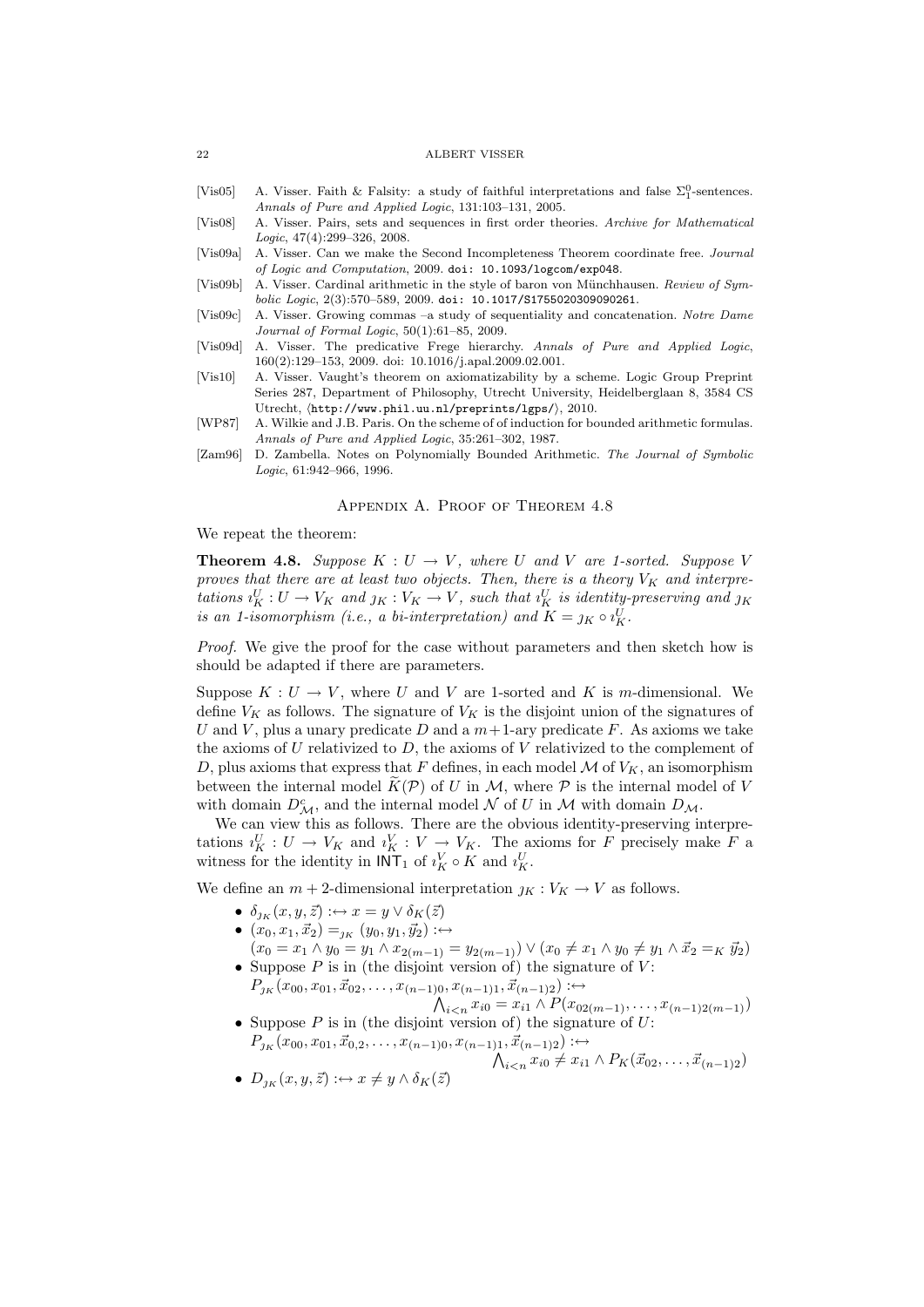[Vis05] A. Visser. Faith & Falsity: a study of faithful interpretations and false $\Sigma^0_1$-sentences. *Annals of Pure and Applied Logic*, 131:103–131, 2005.

[Vis08] A. Visser. Pairs, sets and sequences in first order theories. *Archive for Mathematical Logic*, 47(4):299–326, 2008.

[Vis09a] A. Visser. Can we make the Second Incompleteness Theorem coordinate free. *Journal of Logic and Computation*, 2009. doi: 10.1093/logcom/exp048.

[Vis09b] A. Visser. Cardinal arithmetic in the style of baron von Münchhausen. *Review of Symbolic Logic*, 2(3):570–589, 2009. doi: 10.1017/S1755020309090261.

[Vis09c] A. Visser. Growing commas –a study of sequentiality and concatenation. *Notre Dame Journal of Formal Logic*, 50(1):61–85, 2009.

[Vis09d] A. Visser. The predicative Frege hierarchy. *Annals of Pure and Applied Logic*, 160(2):129–153, 2009. doi: 10.1016/j.apal.2009.02.001.

[Vis10] A. Visser. Vaught's theorem on axiomatizability by a scheme. Logic Group Preprint Series 287, Department of Philosophy, Utrecht University, Heidelberglaan 8, 3584 CS Utrecht, ⟨http://www.phil.uu.nl/preprints/lgps/⟩, 2010.

[WP87] A. Wilkie and J.B. Paris. On the scheme of of induction for bounded arithmetic formulas. *Annals of Pure and Applied Logic*, 35:261–302, 1987.

[Zam96] D. Zambella. Notes on Polynomially Bounded Arithmetic. *The Journal of Symbolic Logic*, 61:942–966, 1996.

## Appendix A. Proof of Theorem 4.8

We repeat the theorem:

**Theorem 4.8.** *Suppose $K : U \to V$, where $U$ and $V$ are 1-sorted. Suppose $V$ proves that there are at least two objects. Then, there is a theory $V_K$ and interpretations $\imath^U_K : U \to V_K$ and $\jmath_K : V_K \to V$, such that $\imath^U_K$ is identity-preserving and $\jmath_K$ is an 1-isomorphism (i.e., a bi-interpretation) and $K = \jmath_K \circ \imath^U_K$.*

*Proof.* We give the proof for the case without parameters and then sketch how is should be adapted if there are parameters.

Suppose $K : U \to V$, where $U$ and $V$ are 1-sorted and $K$ is $m$-dimensional. We define $V_K$ as follows. The signature of $V_K$ is the disjoint union of the signatures of $U$ and $V$, plus a unary predicate $D$ and a $m+1$-ary predicate $F$. As axioms we take the axioms of $U$ relativized to $D$, the axioms of $V$ relativized to the complement of $D$, plus axioms that express that $F$ defines, in each model $\mathcal{M}$ of $V_K$, an isomorphism between the internal model $\widetilde{K}(\mathcal{P})$ of $U$ in $\mathcal{M}$, where $\mathcal{P}$ is the internal model of $V$ with domain $D^c_{\mathcal{M}}$, and the internal model $\mathcal{N}$ of $U$ in $\mathcal{M}$ with domain $D_{\mathcal{M}}$.

We can view this as follows. There are the obvious identity-preserving interpretations $\imath^U_K : U \to V_K$ and $\imath^V_K : V \to V_K$. The axioms for $F$ precisely make $F$ a witness for the identity in $\mathsf{INT}_1$ of $\imath^V_K \circ K$ and $\imath^U_K$.

We define an $m+2$-dimensional interpretation $\jmath_K : V_K \to V$ as follows.

- $\delta_{\jmath_K}(x, y, \vec{z}) :\leftrightarrow x = y \vee \delta_K(\vec{z})$
- $(x_0, x_1, \vec{x}_2) =_{\jmath_K} (y_0, y_1, \vec{y}_2) :\leftrightarrow$
  $(x_0 = x_1 \wedge y_0 = y_1 \wedge x_{2(m-1)} = y_{2(m-1)}) \vee (x_0 \neq x_1 \wedge y_0 \neq y_1 \wedge \vec{x}_2 =_K \vec{y}_2)$
- Suppose $P$ is in (the disjoint version of) the signature of $V$:
  $P_{\jmath_K}(x_{00}, x_{01}, \vec{x}_{02}, \ldots, x_{(n-1)0}, x_{(n-1)1}, \vec{x}_{(n-1)2}) :\leftrightarrow$
  $\bigwedge_{i<n} x_{i0} = x_{i1} \wedge P(x_{02(m-1)}, \ldots, x_{(n-1)2(m-1)})$
- Suppose $P$ is in (the disjoint version of) the signature of $U$:
  $P_{\jmath_K}(x_{00}, x_{01}, \vec{x}_{0,2}, \ldots, x_{(n-1)0}, x_{(n-1)1}, \vec{x}_{(n-1)2}) :\leftrightarrow$
  $\bigwedge_{i<n} x_{i0} \neq x_{i1} \wedge P_K(\vec{x}_{02}, \ldots, \vec{x}_{(n-1)2})$
- $D_{\jmath_K}(x, y, \vec{z}) :\leftrightarrow x \neq y \wedge \delta_K(\vec{z})$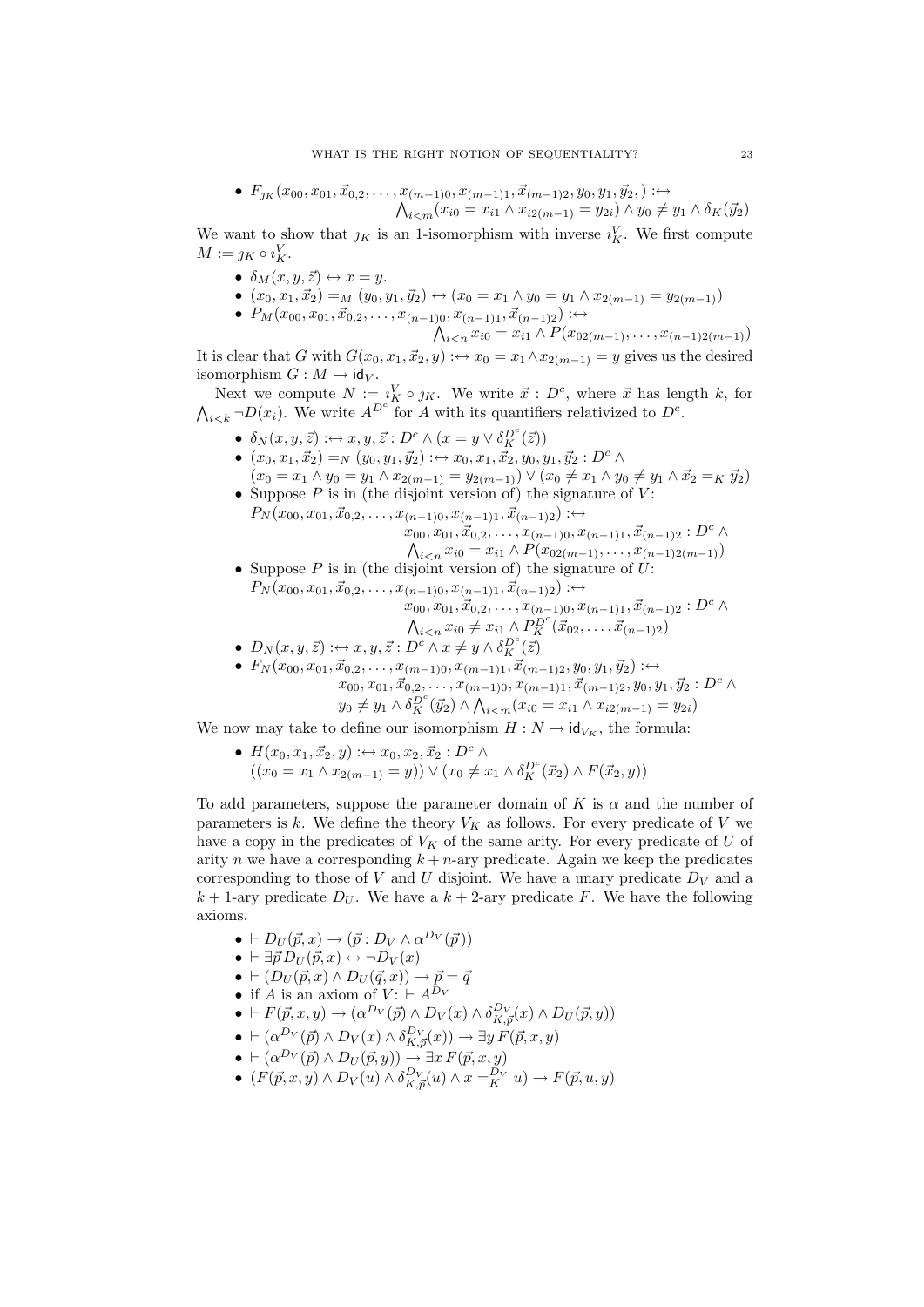- $F_{\jmath_K}(x_{00}, x_{01}, \vec{x}_{0,2}, \ldots, x_{(m-1)0}, x_{(m-1)1}, \vec{x}_{(m-1)2}, y_0, y_1, \vec{y}_2, ) :\leftrightarrow$
$\bigwedge_{i<m}(x_{i0} = x_{i1} \wedge x_{i2(m-1)} = y_{2i}) \wedge y_0 \neq y_1 \wedge \delta_K(\vec{y}_2)$

We want to show that $\jmath_K$ is an 1-isomorphism with inverse $\imath_K^V$. We first compute $M := \jmath_K \circ \imath_K^V$.

- $\delta_M(x, y, \vec{z}) \leftrightarrow x = y$.
- $(x_0, x_1, \vec{x}_2) =_M (y_0, y_1, \vec{y}_2) \leftrightarrow (x_0 = x_1 \wedge y_0 = y_1 \wedge x_{2(m-1)} = y_{2(m-1)})$
- $P_M(x_{00}, x_{01}, \vec{x}_{0,2}, \ldots, x_{(n-1)0}, x_{(n-1)1}, \vec{x}_{(n-1)2}) :\leftrightarrow$
$\bigwedge_{i<n} x_{i0} = x_{i1} \wedge P(x_{02(m-1)}, \ldots, x_{(n-1)2(m-1)})$

It is clear that $G$ with $G(x_0, x_1, \vec{x}_2, y) :\leftrightarrow x_0 = x_1 \wedge x_{2(m-1)} = y$ gives us the desired isomorphism $G : M \to \mathsf{id}_V$.

Next we compute $N := \imath_K^V \circ \jmath_K$. We write $\vec{x} : D^c$, where $\vec{x}$ has length $k$, for $\bigwedge_{i<k} \neg D(x_i)$. We write $A^{D^c}$ for $A$ with its quantifiers relativized to $D^c$.

- $\delta_N(x, y, \vec{z}) :\leftrightarrow x, y, \vec{z} : D^c \wedge (x = y \vee \delta_K^{D^c}(\vec{z}))$
- $(x_0, x_1, \vec{x}_2) =_N (y_0, y_1, \vec{y}_2) :\leftrightarrow x_0, x_1, \vec{x}_2, y_0, y_1, \vec{y}_2 : D^c \wedge$
$(x_0 = x_1 \wedge y_0 = y_1 \wedge x_{2(m-1)} = y_{2(m-1)}) \vee (x_0 \neq x_1 \wedge y_0 \neq y_1 \wedge \vec{x}_2 =_K \vec{y}_2)$
- Suppose $P$ is in (the disjoint version of) the signature of $V$:
$P_N(x_{00}, x_{01}, \vec{x}_{0,2}, \ldots, x_{(n-1)0}, x_{(n-1)1}, \vec{x}_{(n-1)2}) :\leftrightarrow$
$x_{00}, x_{01}, \vec{x}_{0,2}, \ldots, x_{(n-1)0}, x_{(n-1)1}, \vec{x}_{(n-1)2} : D^c \wedge$
$\bigwedge_{i<n} x_{i0} = x_{i1} \wedge P(x_{02(m-1)}, \ldots, x_{(n-1)2(m-1)})$
- Suppose $P$ is in (the disjoint version of) the signature of $U$:
$P_N(x_{00}, x_{01}, \vec{x}_{0,2}, \ldots, x_{(n-1)0}, x_{(n-1)1}, \vec{x}_{(n-1)2}) :\leftrightarrow$
$x_{00}, x_{01}, \vec{x}_{0,2}, \ldots, x_{(n-1)0}, x_{(n-1)1}, \vec{x}_{(n-1)2} : D^c \wedge$
$\bigwedge_{i<n} x_{i0} \neq x_{i1} \wedge P_K^{D^c}(\vec{x}_{02}, \ldots, \vec{x}_{(n-1)2})$
- $D_N(x, y, \vec{z}) :\leftrightarrow x, y, \vec{z} : D^c \wedge x \neq y \wedge \delta_K^{D^c}(\vec{z})$
- $F_N(x_{00}, x_{01}, \vec{x}_{0,2}, \ldots, x_{(m-1)0}, x_{(m-1)1}, \vec{x}_{(m-1)2}, y_0, y_1, \vec{y}_2) :\leftrightarrow$
$x_{00}, x_{01}, \vec{x}_{0,2}, \ldots, x_{(m-1)0}, x_{(m-1)1}, \vec{x}_{(m-1)2}, y_0, y_1, \vec{y}_2 : D^c \wedge$
$y_0 \neq y_1 \wedge \delta_K^{D^c}(\vec{y}_2) \wedge \bigwedge_{i<m}(x_{i0} = x_{i1} \wedge x_{i2(m-1)} = y_{2i})$

We now may take to define our isomorphism $H : N \to \mathsf{id}_{V_K}$, the formula:

- $H(x_0, x_1, \vec{x}_2, y) :\leftrightarrow x_0, x_2, \vec{x}_2 : D^c \wedge$
$((x_0 = x_1 \wedge x_{2(m-1)} = y)) \vee (x_0 \neq x_1 \wedge \delta_K^{D^c}(\vec{x}_2) \wedge F(\vec{x}_2, y))$

To add parameters, suppose the parameter domain of $K$ is $\alpha$ and the number of parameters is $k$. We define the theory $V_K$ as follows. For every predicate of $V$ we have a copy in the predicates of $V_K$ of the same arity. For every predicate of $U$ of arity $n$ we have a corresponding $k+n$-ary predicate. Again we keep the predicates corresponding to those of $V$ and $U$ disjoint. We have a unary predicate $D_V$ and a $k+1$-ary predicate $D_U$. We have a $k+2$-ary predicate $F$. We have the following axioms.

- $\vdash D_U(\vec{p}, x) \to (\vec{p} : D_V \wedge \alpha^{D_V}(\vec{p}))$
- $\vdash \exists \vec{p}\, D_U(\vec{p}, x) \leftrightarrow \neg D_V(x)$
- $\vdash (D_U(\vec{p}, x) \wedge D_U(\vec{q}, x)) \to \vec{p} = \vec{q}$
- if $A$ is an axiom of $V$: $\vdash A^{D_V}$
- $\vdash F(\vec{p}, x, y) \to (\alpha^{D_V}(\vec{p}) \wedge D_V(x) \wedge \delta_{K,\vec{p}}^{D_V}(x) \wedge D_U(\vec{p}, y))$
- $\vdash (\alpha^{D_V}(\vec{p}) \wedge D_V(x) \wedge \delta_{K,\vec{p}}^{D_V}(x)) \to \exists y\, F(\vec{p}, x, y)$
- $\vdash (\alpha^{D_V}(\vec{p}) \wedge D_U(\vec{p}, y)) \to \exists x\, F(\vec{p}, x, y)$
- $(F(\vec{p}, x, y) \wedge D_V(u) \wedge \delta_{K,\vec{p}}^{D_V}(u) \wedge x =_K^{D_V} u) \to F(\vec{p}, u, y)$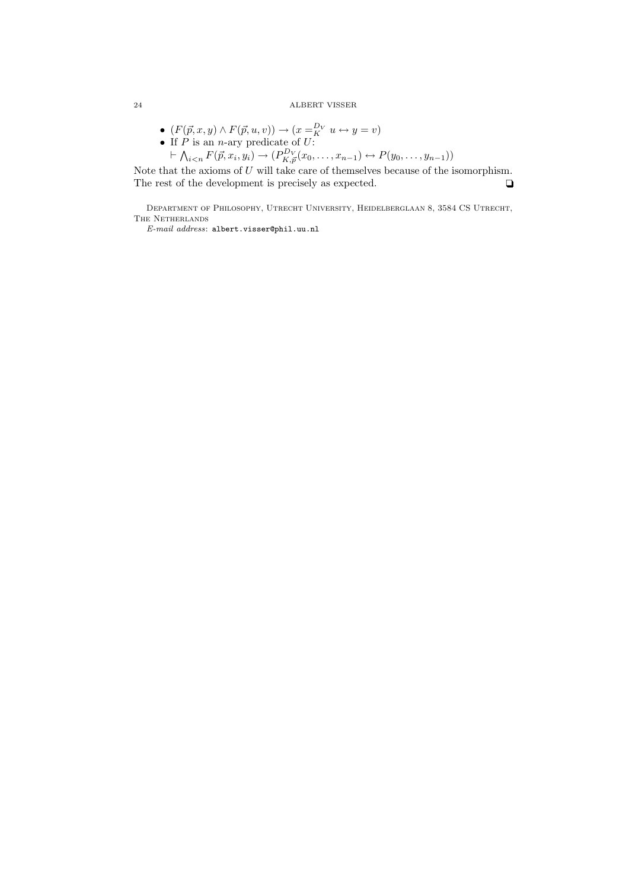- $(F(\vec{p},x,y) \wedge F(\vec{p},u,v)) \to (x =_K^{D_V} u \leftrightarrow y = v)$
- If $P$ is an $n$-ary predicate of $U$:
  $\vdash \bigwedge_{i<n} F(\vec{p},x_i,y_i) \to (P_{K,\vec{p}}^{D_V}(x_0,\ldots,x_{n-1}) \leftrightarrow P(y_0,\ldots,y_{n-1}))$

Note that the axioms of $U$ will take care of themselves because of the isomorphism. The rest of the development is precisely as expected. ❑

Department of Philosophy, Utrecht University, Heidelberglaan 8, 3584 CS Utrecht, The Netherlands

*E-mail address*: albert.visser@phil.uu.nl